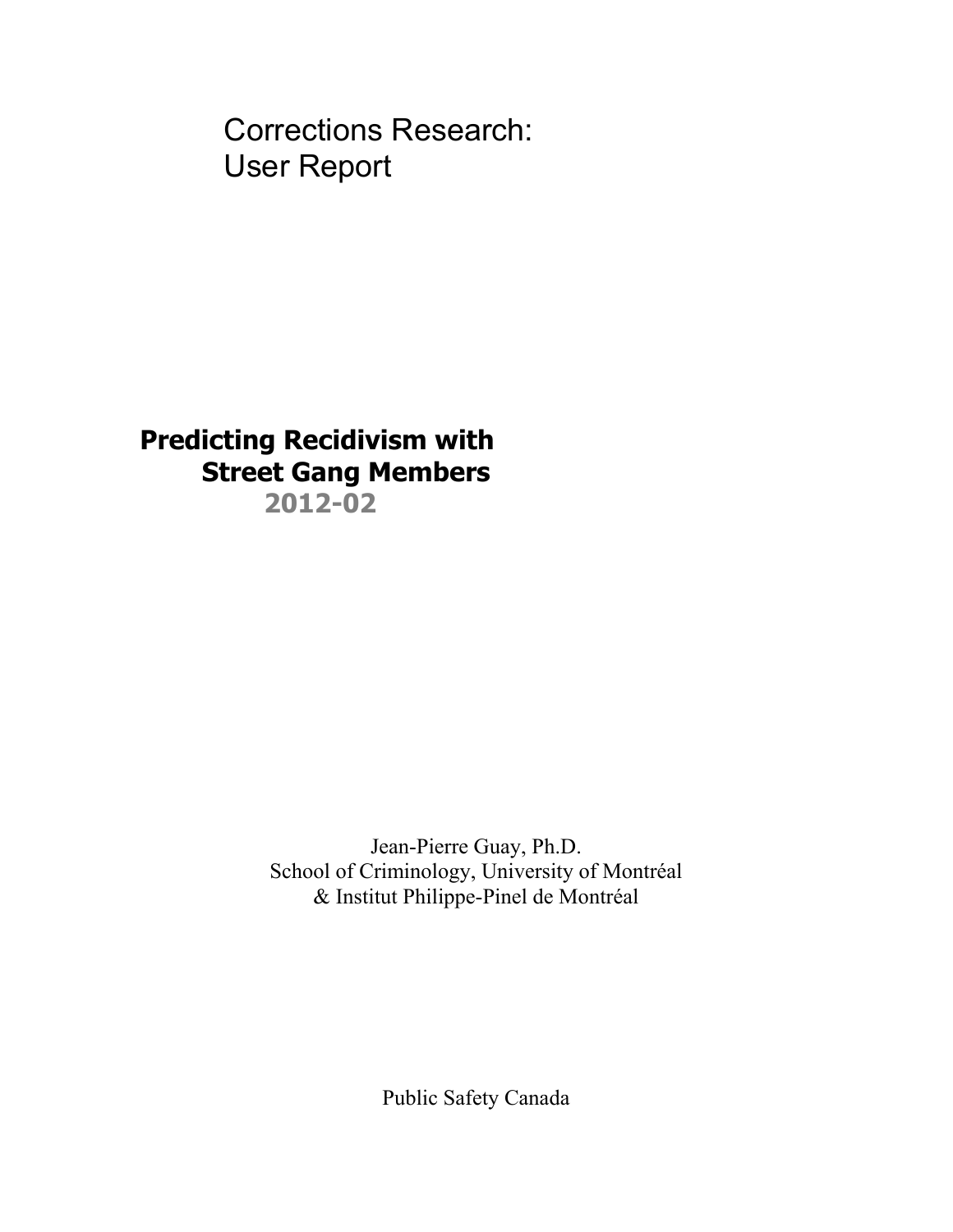Corrections Research:
User Report

# Predicting Recidivism with Street Gang Members

**2012-02**

Jean-Pierre Guay, Ph.D.
School of Criminology, University of Montréal
& Institut Philippe-Pinel de Montréal

Public Safety Canada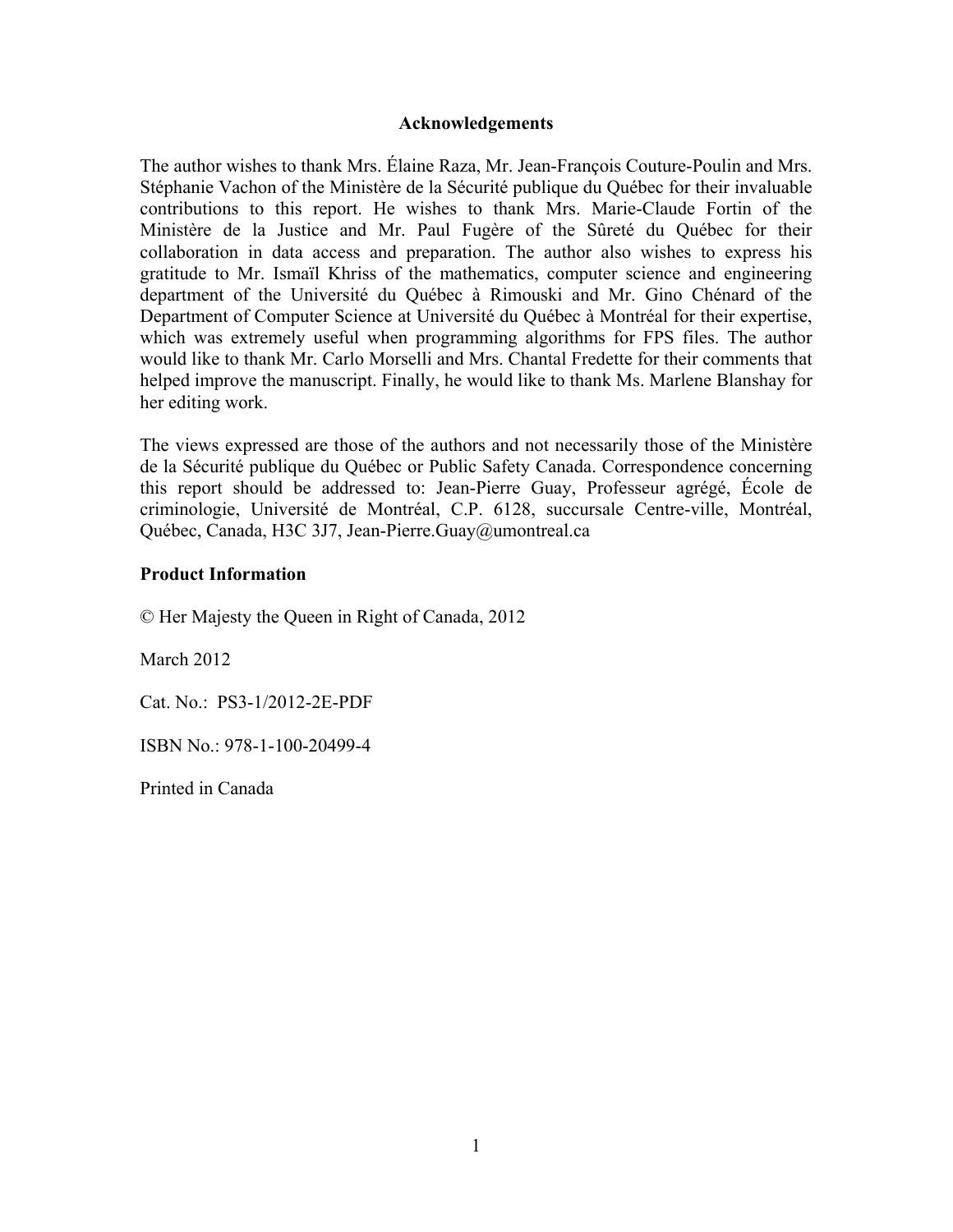## Acknowledgements

The author wishes to thank Mrs. Élaine Raza, Mr. Jean-François Couture-Poulin and Mrs. Stéphanie Vachon of the Ministère de la Sécurité publique du Québec for their invaluable contributions to this report. He wishes to thank Mrs. Marie-Claude Fortin of the Ministère de la Justice and Mr. Paul Fugère of the Sûreté du Québec for their collaboration in data access and preparation. The author also wishes to express his gratitude to Mr. Ismaïl Khriss of the mathematics, computer science and engineering department of the Université du Québec à Rimouski and Mr. Gino Chénard of the Department of Computer Science at Université du Québec à Montréal for their expertise, which was extremely useful when programming algorithms for FPS files. The author would like to thank Mr. Carlo Morselli and Mrs. Chantal Fredette for their comments that helped improve the manuscript. Finally, he would like to thank Ms. Marlene Blanshay for her editing work.

The views expressed are those of the authors and not necessarily those of the Ministère de la Sécurité publique du Québec or Public Safety Canada. Correspondence concerning this report should be addressed to: Jean-Pierre Guay, Professeur agrégé, École de criminologie, Université de Montréal, C.P. 6128, succursale Centre-ville, Montréal, Québec, Canada, H3C 3J7, Jean-Pierre.Guay@umontreal.ca

### Product Information

© Her Majesty the Queen in Right of Canada, 2012

March 2012

Cat. No.: PS3-1/2012-2E-PDF

ISBN No.: 978-1-100-20499-4

Printed in Canada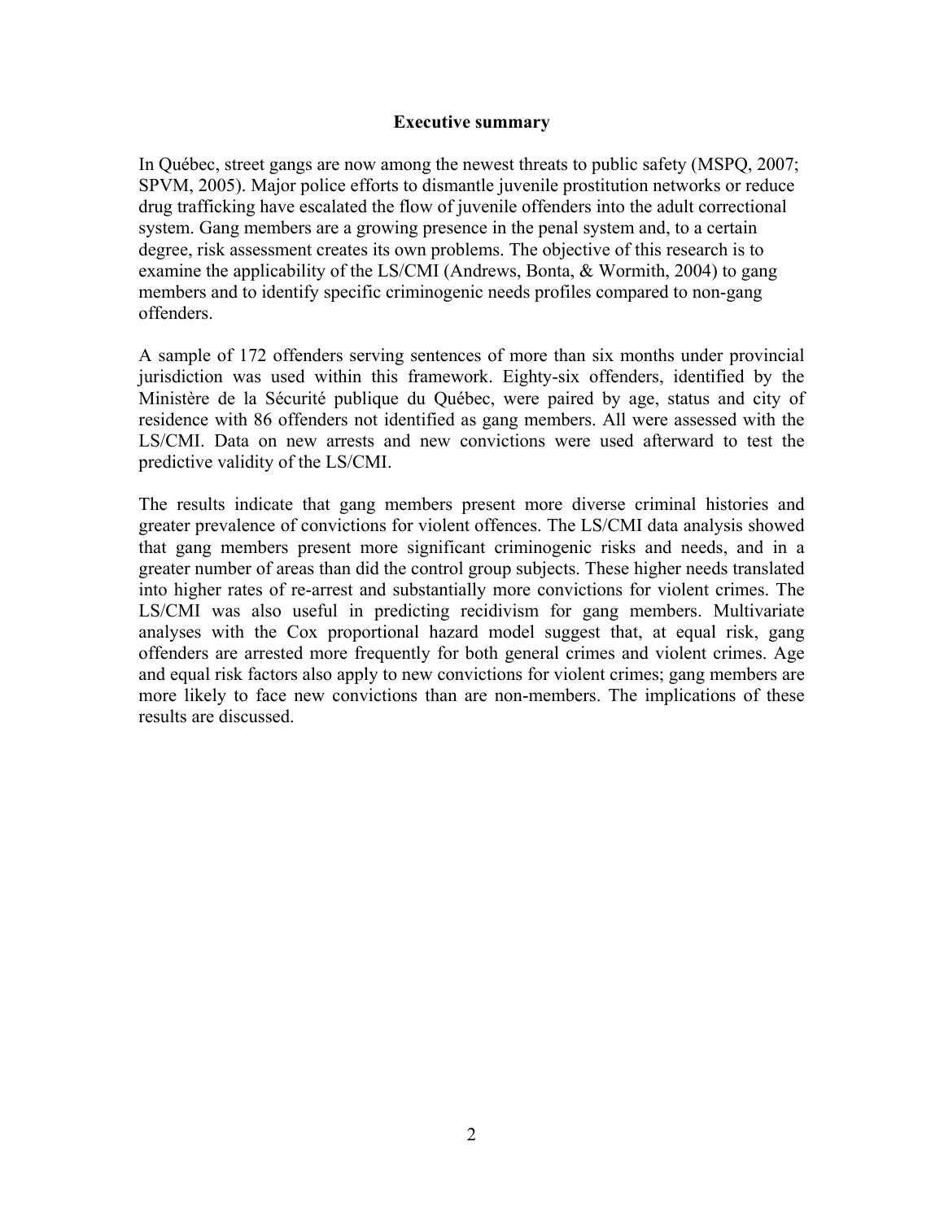## Executive summary

In Québec, street gangs are now among the newest threats to public safety (MSPQ, 2007; SPVM, 2005). Major police efforts to dismantle juvenile prostitution networks or reduce drug trafficking have escalated the flow of juvenile offenders into the adult correctional system. Gang members are a growing presence in the penal system and, to a certain degree, risk assessment creates its own problems. The objective of this research is to examine the applicability of the LS/CMI (Andrews, Bonta, & Wormith, 2004) to gang members and to identify specific criminogenic needs profiles compared to non-gang offenders.

A sample of 172 offenders serving sentences of more than six months under provincial jurisdiction was used within this framework. Eighty-six offenders, identified by the Ministère de la Sécurité publique du Québec, were paired by age, status and city of residence with 86 offenders not identified as gang members. All were assessed with the LS/CMI. Data on new arrests and new convictions were used afterward to test the predictive validity of the LS/CMI.

The results indicate that gang members present more diverse criminal histories and greater prevalence of convictions for violent offences. The LS/CMI data analysis showed that gang members present more significant criminogenic risks and needs, and in a greater number of areas than did the control group subjects. These higher needs translated into higher rates of re-arrest and substantially more convictions for violent crimes. The LS/CMI was also useful in predicting recidivism for gang members. Multivariate analyses with the Cox proportional hazard model suggest that, at equal risk, gang offenders are arrested more frequently for both general crimes and violent crimes. Age and equal risk factors also apply to new convictions for violent crimes; gang members are more likely to face new convictions than are non-members. The implications of these results are discussed.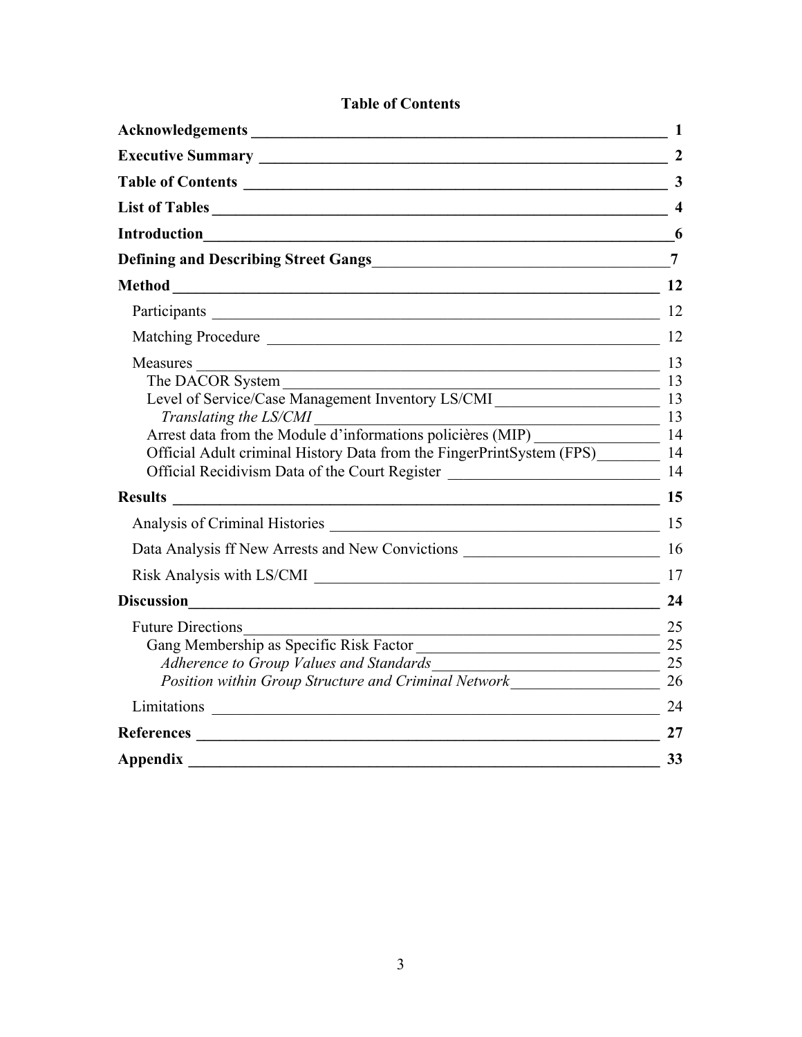# Table of Contents

**Acknowledgements** 1

**Executive Summary** 2

**Table of Contents** 3

**List of Tables** 4

**Introduction** 6

**Defining and Describing Street Gangs** 7

**Method** 12

- Participants 12
- Matching Procedure 12
- Measures 13
  - The DACOR System 13
  - Level of Service/Case Management Inventory LS/CMI 13
    - *Translating the LS/CMI* 13
  - Arrest data from the Module d'informations policières (MIP) 14
  - Official Adult criminal History Data from the FingerPrintSystem (FPS) 14
  - Official Recidivism Data of the Court Register 14

**Results** 15

- Analysis of Criminal Histories 15
- Data Analysis ff New Arrests and New Convictions 16
- Risk Analysis with LS/CMI 17

**Discussion** 24

- Future Directions 25
  - Gang Membership as Specific Risk Factor 25
    - *Adherence to Group Values and Standards* 25
    - *Position within Group Structure and Criminal Network* 26
- Limitations 24

**References** 27

**Appendix** 33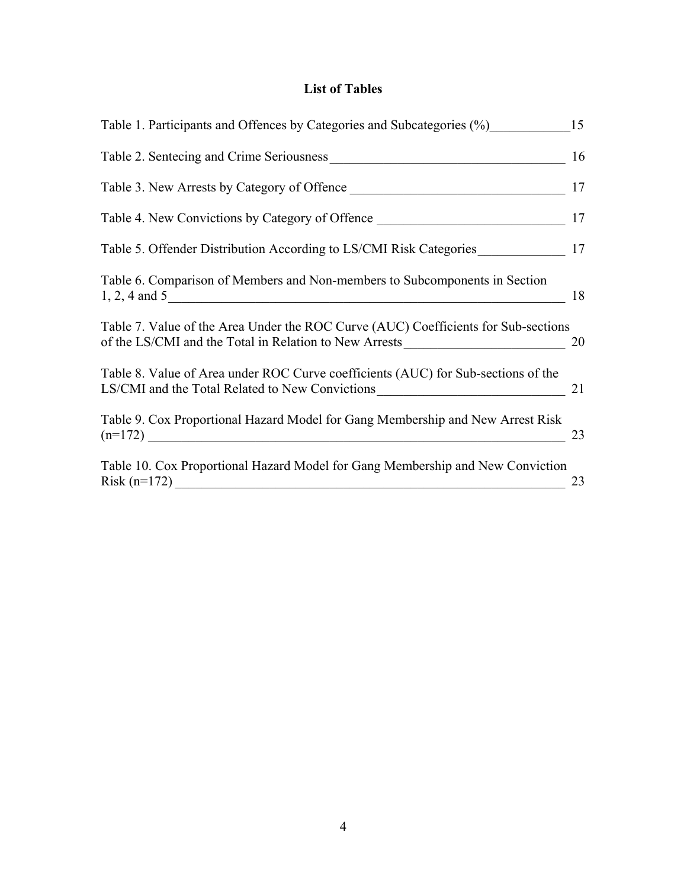## List of Tables

Table 1. Participants and Offences by Categories and Subcategories (%) 15

Table 2. Sentecing and Crime Seriousness 16

Table 3. New Arrests by Category of Offence 17

Table 4. New Convictions by Category of Offence 17

Table 5. Offender Distribution According to LS/CMI Risk Categories 17

Table 6. Comparison of Members and Non-members to Subcomponents in Section 1, 2, 4 and 5 18

Table 7. Value of the Area Under the ROC Curve (AUC) Coefficients for Sub-sections of the LS/CMI and the Total in Relation to New Arrests 20

Table 8. Value of Area under ROC Curve coefficients (AUC) for Sub-sections of the LS/CMI and the Total Related to New Convictions 21

Table 9. Cox Proportional Hazard Model for Gang Membership and New Arrest Risk (n=172) 23

Table 10. Cox Proportional Hazard Model for Gang Membership and New Conviction Risk (n=172) 23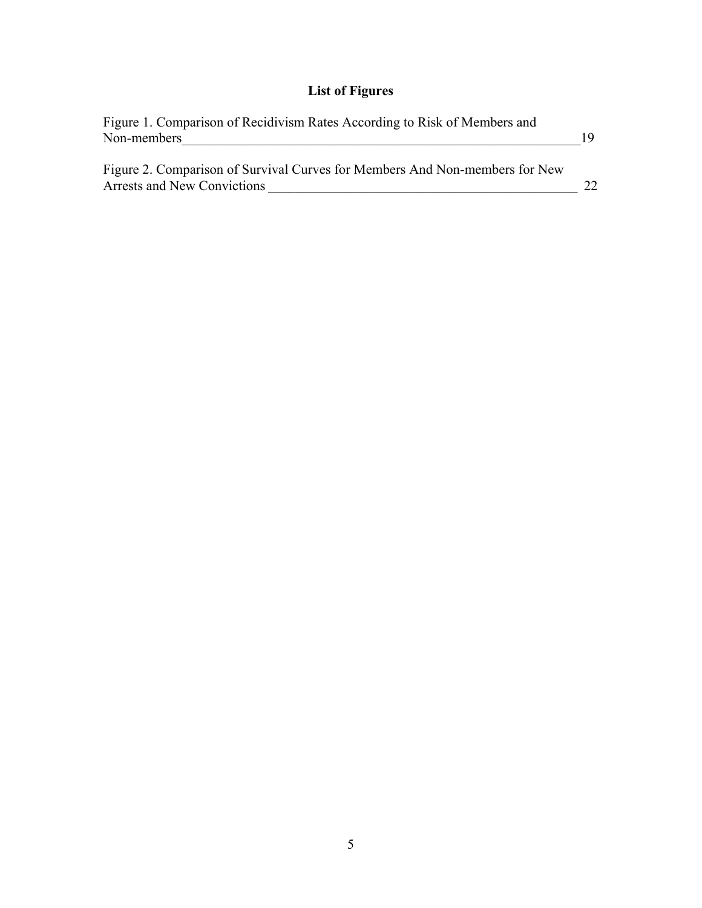## List of Figures

Figure 1. Comparison of Recidivism Rates According to Risk of Members and Non-members ____________________________________________________________ 19

Figure 2. Comparison of Survival Curves for Members And Non-members for New Arrests and New Convictions ____________________________________________ 22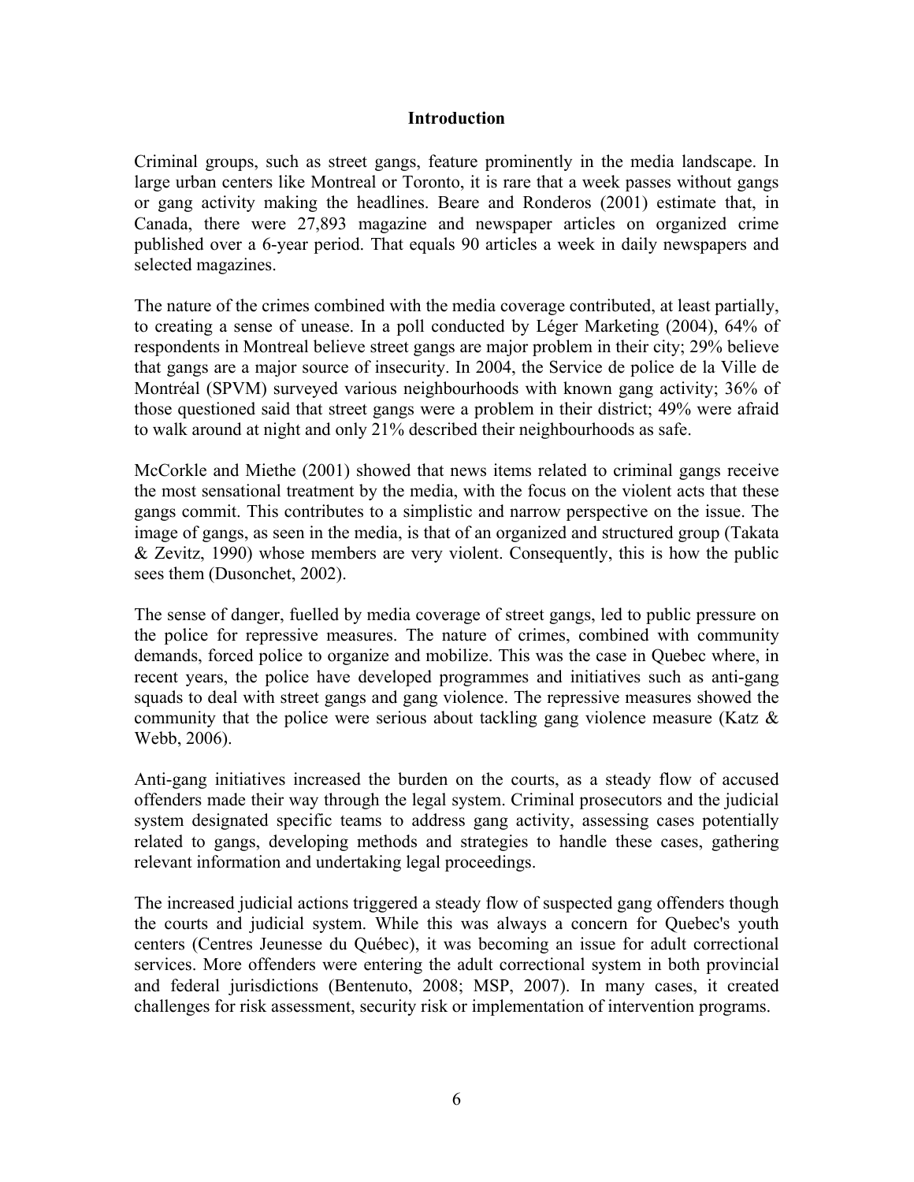## Introduction

Criminal groups, such as street gangs, feature prominently in the media landscape. In large urban centers like Montreal or Toronto, it is rare that a week passes without gangs or gang activity making the headlines. Beare and Ronderos (2001) estimate that, in Canada, there were 27,893 magazine and newspaper articles on organized crime published over a 6-year period. That equals 90 articles a week in daily newspapers and selected magazines.

The nature of the crimes combined with the media coverage contributed, at least partially, to creating a sense of unease. In a poll conducted by Léger Marketing (2004), 64% of respondents in Montreal believe street gangs are major problem in their city; 29% believe that gangs are a major source of insecurity. In 2004, the Service de police de la Ville de Montréal (SPVM) surveyed various neighbourhoods with known gang activity; 36% of those questioned said that street gangs were a problem in their district; 49% were afraid to walk around at night and only 21% described their neighbourhoods as safe.

McCorkle and Miethe (2001) showed that news items related to criminal gangs receive the most sensational treatment by the media, with the focus on the violent acts that these gangs commit. This contributes to a simplistic and narrow perspective on the issue. The image of gangs, as seen in the media, is that of an organized and structured group (Takata & Zevitz, 1990) whose members are very violent. Consequently, this is how the public sees them (Dusonchet, 2002).

The sense of danger, fuelled by media coverage of street gangs, led to public pressure on the police for repressive measures. The nature of crimes, combined with community demands, forced police to organize and mobilize. This was the case in Quebec where, in recent years, the police have developed programmes and initiatives such as anti-gang squads to deal with street gangs and gang violence. The repressive measures showed the community that the police were serious about tackling gang violence measure (Katz & Webb, 2006).

Anti-gang initiatives increased the burden on the courts, as a steady flow of accused offenders made their way through the legal system. Criminal prosecutors and the judicial system designated specific teams to address gang activity, assessing cases potentially related to gangs, developing methods and strategies to handle these cases, gathering relevant information and undertaking legal proceedings.

The increased judicial actions triggered a steady flow of suspected gang offenders though the courts and judicial system. While this was always a concern for Quebec's youth centers (Centres Jeunesse du Québec), it was becoming an issue for adult correctional services. More offenders were entering the adult correctional system in both provincial and federal jurisdictions (Bentenuto, 2008; MSP, 2007). In many cases, it created challenges for risk assessment, security risk or implementation of intervention programs.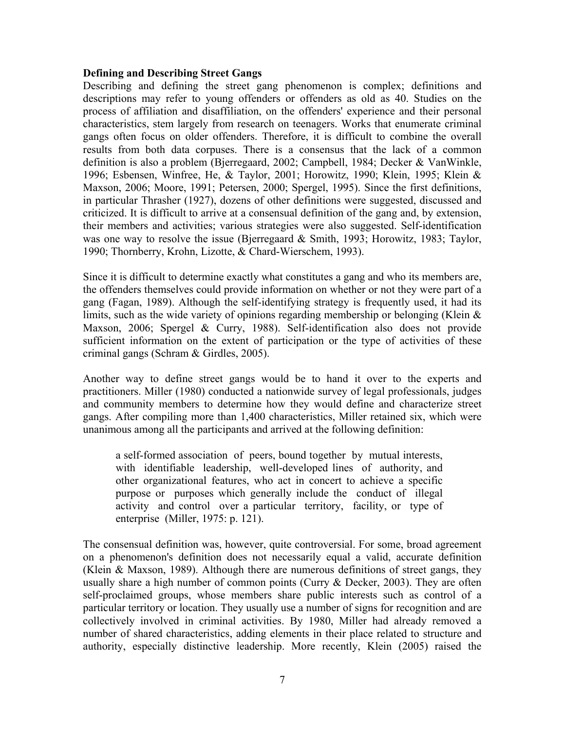**Defining and Describing Street Gangs**

Describing and defining the street gang phenomenon is complex; definitions and descriptions may refer to young offenders or offenders as old as 40. Studies on the process of affiliation and disaffiliation, on the offenders' experience and their personal characteristics, stem largely from research on teenagers. Works that enumerate criminal gangs often focus on older offenders. Therefore, it is difficult to combine the overall results from both data corpuses. There is a consensus that the lack of a common definition is also a problem (Bjerregaard, 2002; Campbell, 1984; Decker & VanWinkle, 1996; Esbensen, Winfree, He, & Taylor, 2001; Horowitz, 1990; Klein, 1995; Klein & Maxson, 2006; Moore, 1991; Petersen, 2000; Spergel, 1995). Since the first definitions, in particular Thrasher (1927), dozens of other definitions were suggested, discussed and criticized. It is difficult to arrive at a consensual definition of the gang and, by extension, their members and activities; various strategies were also suggested. Self-identification was one way to resolve the issue (Bjerregaard & Smith, 1993; Horowitz, 1983; Taylor, 1990; Thornberry, Krohn, Lizotte, & Chard-Wierschem, 1993).

Since it is difficult to determine exactly what constitutes a gang and who its members are, the offenders themselves could provide information on whether or not they were part of a gang (Fagan, 1989). Although the self-identifying strategy is frequently used, it had its limits, such as the wide variety of opinions regarding membership or belonging (Klein & Maxson, 2006; Spergel & Curry, 1988). Self-identification also does not provide sufficient information on the extent of participation or the type of activities of these criminal gangs (Schram & Girdles, 2005).

Another way to define street gangs would be to hand it over to the experts and practitioners. Miller (1980) conducted a nationwide survey of legal professionals, judges and community members to determine how they would define and characterize street gangs. After compiling more than 1,400 characteristics, Miller retained six, which were unanimous among all the participants and arrived at the following definition:

> a self-formed association of peers, bound together by mutual interests, with identifiable leadership, well-developed lines of authority, and other organizational features, who act in concert to achieve a specific purpose or purposes which generally include the conduct of illegal activity and control over a particular territory, facility, or type of enterprise (Miller, 1975: p. 121).

The consensual definition was, however, quite controversial. For some, broad agreement on a phenomenon's definition does not necessarily equal a valid, accurate definition (Klein & Maxson, 1989). Although there are numerous definitions of street gangs, they usually share a high number of common points (Curry & Decker, 2003). They are often self-proclaimed groups, whose members share public interests such as control of a particular territory or location. They usually use a number of signs for recognition and are collectively involved in criminal activities. By 1980, Miller had already removed a number of shared characteristics, adding elements in their place related to structure and authority, especially distinctive leadership. More recently, Klein (2005) raised the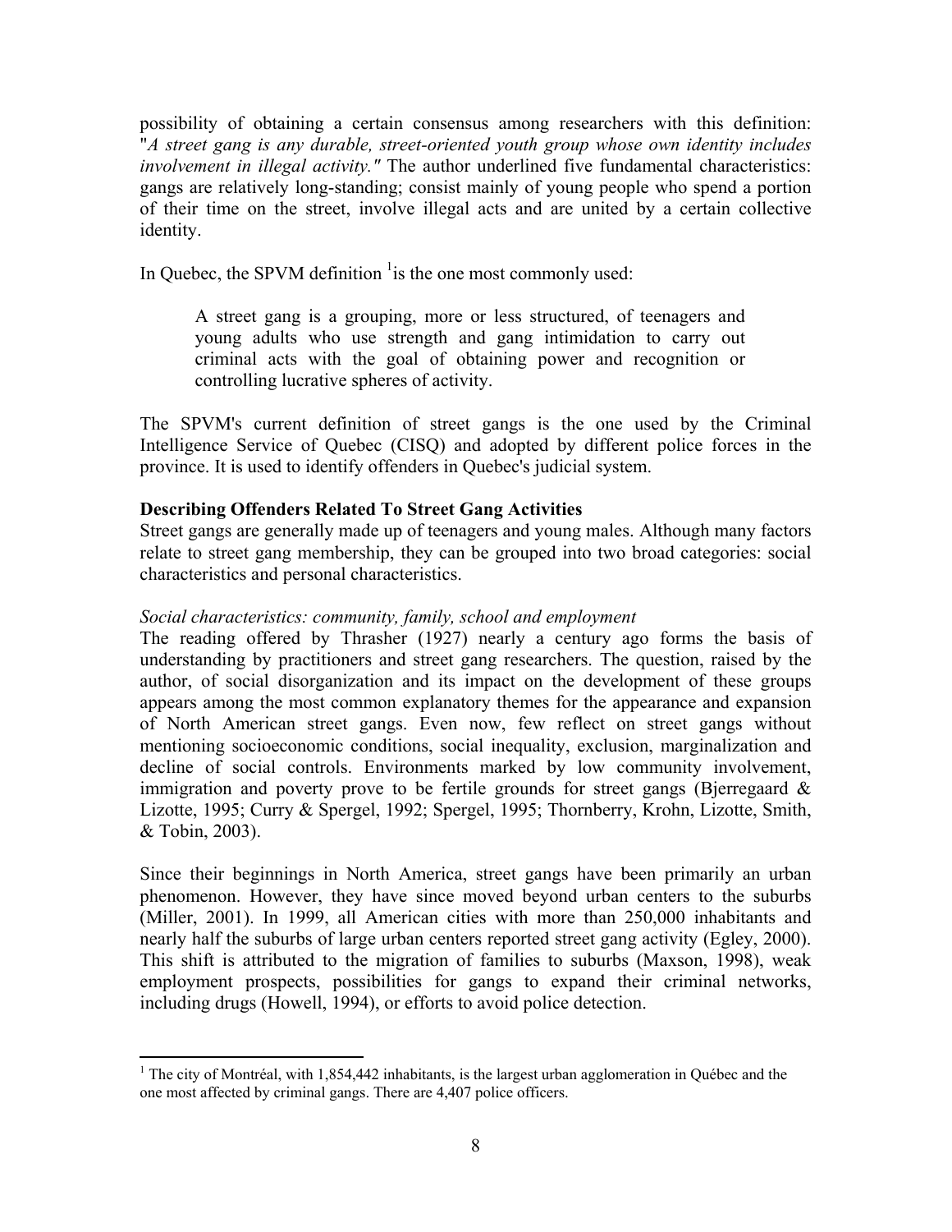possibility of obtaining a certain consensus among researchers with this definition: "*A street gang is any durable, street-oriented youth group whose own identity includes involvement in illegal activity."* The author underlined five fundamental characteristics: gangs are relatively long-standing; consist mainly of young people who spend a portion of their time on the street, involve illegal acts and are united by a certain collective identity.

In Quebec, the SPVM definition [1]is the one most commonly used:

> A street gang is a grouping, more or less structured, of teenagers and young adults who use strength and gang intimidation to carry out criminal acts with the goal of obtaining power and recognition or controlling lucrative spheres of activity.

The SPVM's current definition of street gangs is the one used by the Criminal Intelligence Service of Quebec (CISQ) and adopted by different police forces in the province. It is used to identify offenders in Quebec's judicial system.

**Describing Offenders Related To Street Gang Activities**

Street gangs are generally made up of teenagers and young males. Although many factors relate to street gang membership, they can be grouped into two broad categories: social characteristics and personal characteristics.

*Social characteristics: community, family, school and employment*

The reading offered by Thrasher (1927) nearly a century ago forms the basis of understanding by practitioners and street gang researchers. The question, raised by the author, of social disorganization and its impact on the development of these groups appears among the most common explanatory themes for the appearance and expansion of North American street gangs. Even now, few reflect on street gangs without mentioning socioeconomic conditions, social inequality, exclusion, marginalization and decline of social controls. Environments marked by low community involvement, immigration and poverty prove to be fertile grounds for street gangs (Bjerregaard & Lizotte, 1995; Curry & Spergel, 1992; Spergel, 1995; Thornberry, Krohn, Lizotte, Smith, & Tobin, 2003).

Since their beginnings in North America, street gangs have been primarily an urban phenomenon. However, they have since moved beyond urban centers to the suburbs (Miller, 2001). In 1999, all American cities with more than 250,000 inhabitants and nearly half the suburbs of large urban centers reported street gang activity (Egley, 2000). This shift is attributed to the migration of families to suburbs (Maxson, 1998), weak employment prospects, possibilities for gangs to expand their criminal networks, including drugs (Howell, 1994), or efforts to avoid police detection.

---

[1] The city of Montréal, with 1,854,442 inhabitants, is the largest urban agglomeration in Québec and the one most affected by criminal gangs. There are 4,407 police officers.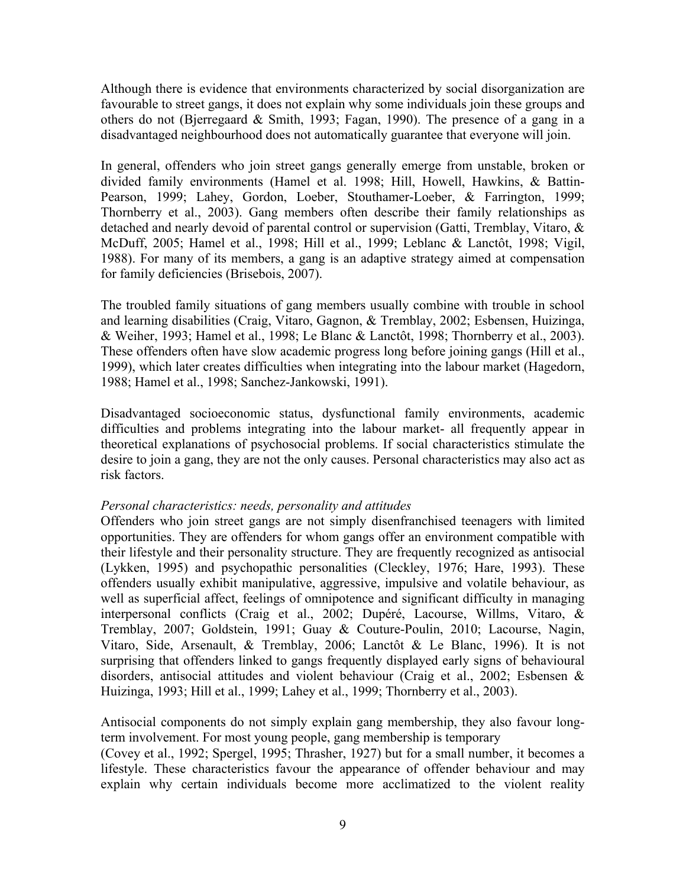Although there is evidence that environments characterized by social disorganization are favourable to street gangs, it does not explain why some individuals join these groups and others do not (Bjerregaard & Smith, 1993; Fagan, 1990). The presence of a gang in a disadvantaged neighbourhood does not automatically guarantee that everyone will join.

In general, offenders who join street gangs generally emerge from unstable, broken or divided family environments (Hamel et al. 1998; Hill, Howell, Hawkins, & Battin-Pearson, 1999; Lahey, Gordon, Loeber, Stouthamer-Loeber, & Farrington, 1999; Thornberry et al., 2003). Gang members often describe their family relationships as detached and nearly devoid of parental control or supervision (Gatti, Tremblay, Vitaro, & McDuff, 2005; Hamel et al., 1998; Hill et al., 1999; Leblanc & Lanctôt, 1998; Vigil, 1988). For many of its members, a gang is an adaptive strategy aimed at compensation for family deficiencies (Brisebois, 2007).

The troubled family situations of gang members usually combine with trouble in school and learning disabilities (Craig, Vitaro, Gagnon, & Tremblay, 2002; Esbensen, Huizinga, & Weiher, 1993; Hamel et al., 1998; Le Blanc & Lanctôt, 1998; Thornberry et al., 2003). These offenders often have slow academic progress long before joining gangs (Hill et al., 1999), which later creates difficulties when integrating into the labour market (Hagedorn, 1988; Hamel et al., 1998; Sanchez-Jankowski, 1991).

Disadvantaged socioeconomic status, dysfunctional family environments, academic difficulties and problems integrating into the labour market- all frequently appear in theoretical explanations of psychosocial problems. If social characteristics stimulate the desire to join a gang, they are not the only causes. Personal characteristics may also act as risk factors.

*Personal characteristics: needs, personality and attitudes*

Offenders who join street gangs are not simply disenfranchised teenagers with limited opportunities. They are offenders for whom gangs offer an environment compatible with their lifestyle and their personality structure. They are frequently recognized as antisocial (Lykken, 1995) and psychopathic personalities (Cleckley, 1976; Hare, 1993). These offenders usually exhibit manipulative, aggressive, impulsive and volatile behaviour, as well as superficial affect, feelings of omnipotence and significant difficulty in managing interpersonal conflicts (Craig et al., 2002; Dupéré, Lacourse, Willms, Vitaro, & Tremblay, 2007; Goldstein, 1991; Guay & Couture-Poulin, 2010; Lacourse, Nagin, Vitaro, Side, Arsenault, & Tremblay, 2006; Lanctôt & Le Blanc, 1996). It is not surprising that offenders linked to gangs frequently displayed early signs of behavioural disorders, antisocial attitudes and violent behaviour (Craig et al., 2002; Esbensen & Huizinga, 1993; Hill et al., 1999; Lahey et al., 1999; Thornberry et al., 2003).

Antisocial components do not simply explain gang membership, they also favour long-term involvement. For most young people, gang membership is temporary (Covey et al., 1992; Spergel, 1995; Thrasher, 1927) but for a small number, it becomes a lifestyle. These characteristics favour the appearance of offender behaviour and may explain why certain individuals become more acclimatized to the violent reality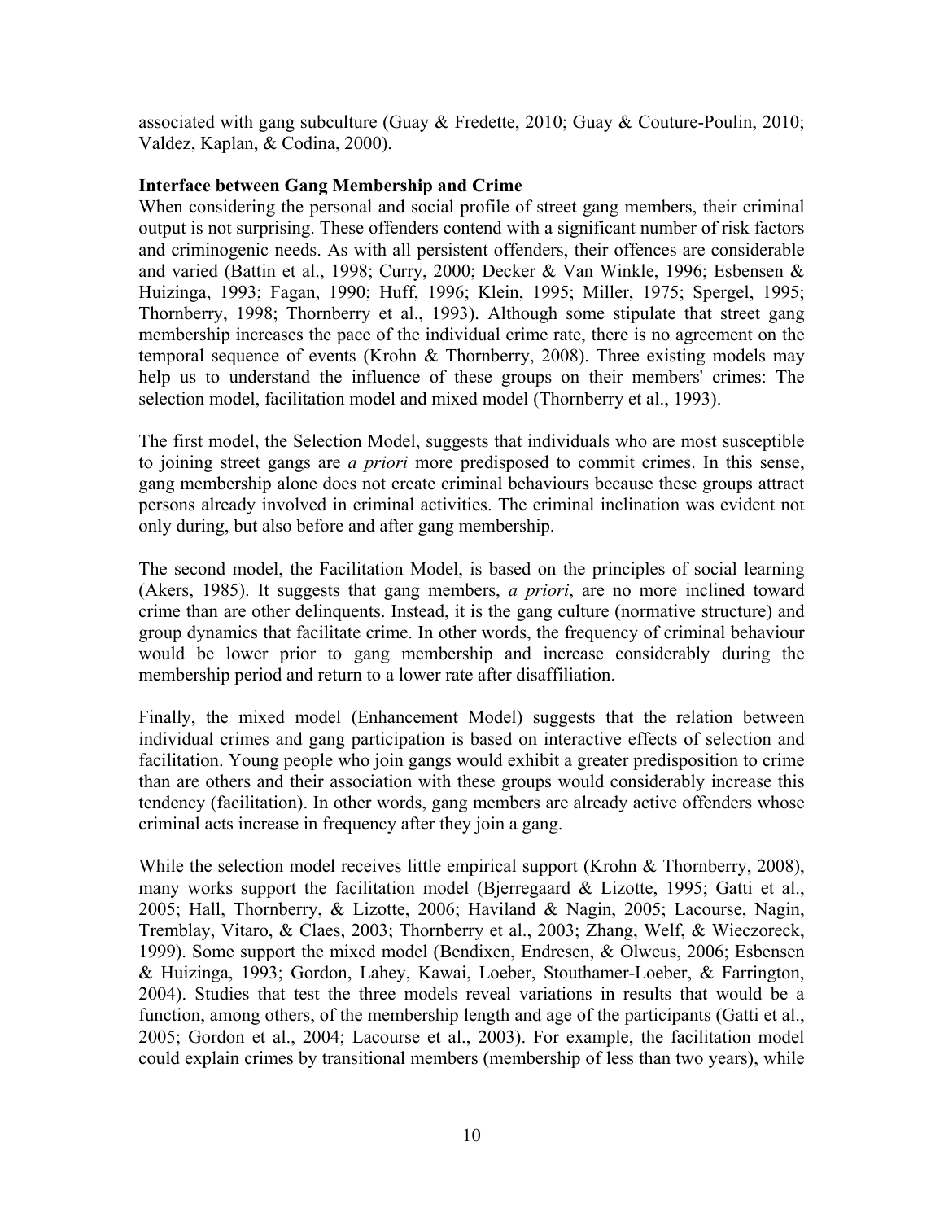associated with gang subculture (Guay & Fredette, 2010; Guay & Couture-Poulin, 2010; Valdez, Kaplan, & Codina, 2000).

**Interface between Gang Membership and Crime**

When considering the personal and social profile of street gang members, their criminal output is not surprising. These offenders contend with a significant number of risk factors and criminogenic needs. As with all persistent offenders, their offences are considerable and varied (Battin et al., 1998; Curry, 2000; Decker & Van Winkle, 1996; Esbensen & Huizinga, 1993; Fagan, 1990; Huff, 1996; Klein, 1995; Miller, 1975; Spergel, 1995; Thornberry, 1998; Thornberry et al., 1993). Although some stipulate that street gang membership increases the pace of the individual crime rate, there is no agreement on the temporal sequence of events (Krohn & Thornberry, 2008). Three existing models may help us to understand the influence of these groups on their members' crimes: The selection model, facilitation model and mixed model (Thornberry et al., 1993).

The first model, the Selection Model, suggests that individuals who are most susceptible to joining street gangs are *a priori* more predisposed to commit crimes. In this sense, gang membership alone does not create criminal behaviours because these groups attract persons already involved in criminal activities. The criminal inclination was evident not only during, but also before and after gang membership.

The second model, the Facilitation Model, is based on the principles of social learning (Akers, 1985). It suggests that gang members, *a priori*, are no more inclined toward crime than are other delinquents. Instead, it is the gang culture (normative structure) and group dynamics that facilitate crime. In other words, the frequency of criminal behaviour would be lower prior to gang membership and increase considerably during the membership period and return to a lower rate after disaffiliation.

Finally, the mixed model (Enhancement Model) suggests that the relation between individual crimes and gang participation is based on interactive effects of selection and facilitation. Young people who join gangs would exhibit a greater predisposition to crime than are others and their association with these groups would considerably increase this tendency (facilitation). In other words, gang members are already active offenders whose criminal acts increase in frequency after they join a gang.

While the selection model receives little empirical support (Krohn & Thornberry, 2008), many works support the facilitation model (Bjerregaard & Lizotte, 1995; Gatti et al., 2005; Hall, Thornberry, & Lizotte, 2006; Haviland & Nagin, 2005; Lacourse, Nagin, Tremblay, Vitaro, & Claes, 2003; Thornberry et al., 2003; Zhang, Welf, & Wieczoreck, 1999). Some support the mixed model (Bendixen, Endresen, & Olweus, 2006; Esbensen & Huizinga, 1993; Gordon, Lahey, Kawai, Loeber, Stouthamer-Loeber, & Farrington, 2004). Studies that test the three models reveal variations in results that would be a function, among others, of the membership length and age of the participants (Gatti et al., 2005; Gordon et al., 2004; Lacourse et al., 2003). For example, the facilitation model could explain crimes by transitional members (membership of less than two years), while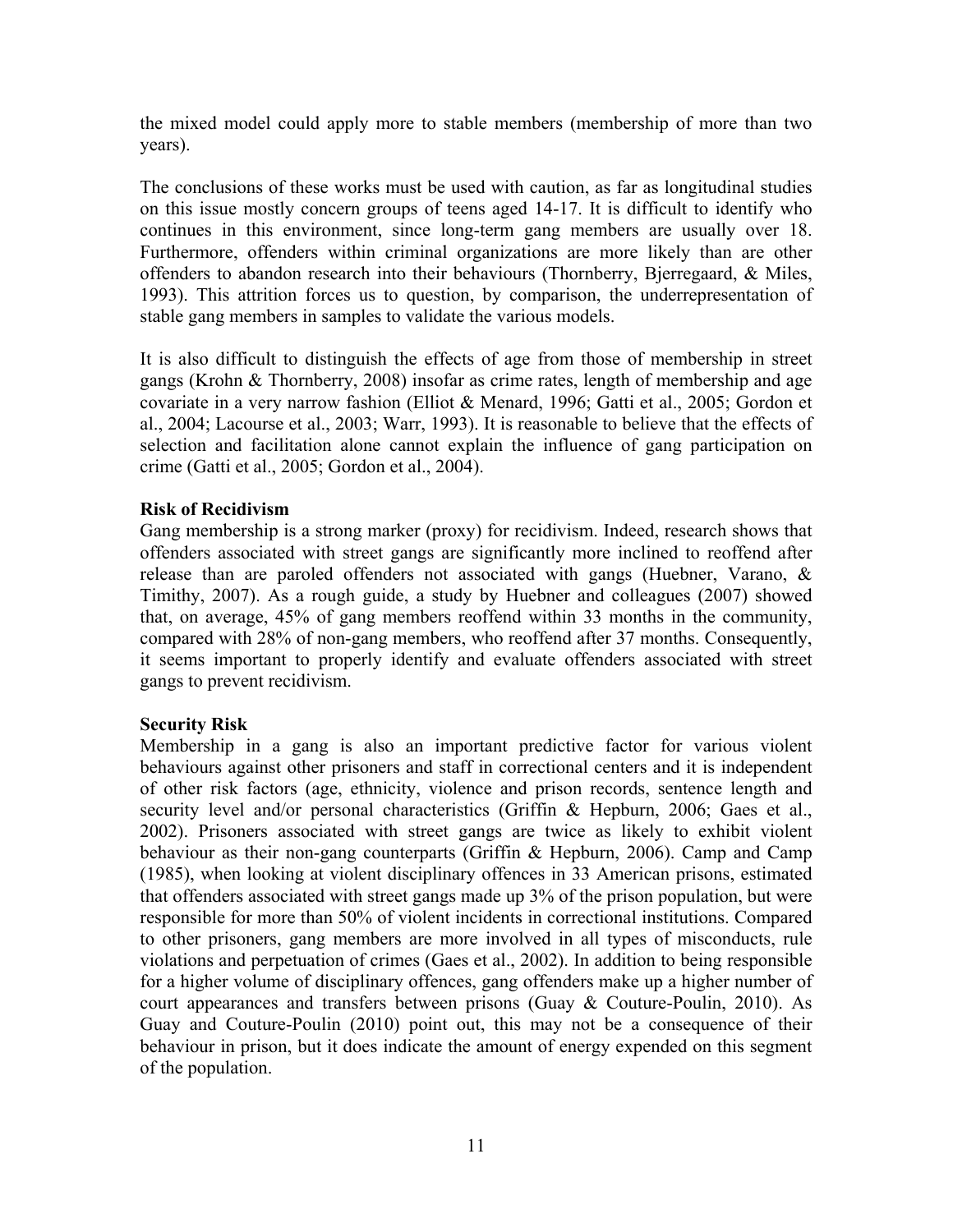the mixed model could apply more to stable members (membership of more than two years).

The conclusions of these works must be used with caution, as far as longitudinal studies on this issue mostly concern groups of teens aged 14-17. It is difficult to identify who continues in this environment, since long-term gang members are usually over 18. Furthermore, offenders within criminal organizations are more likely than are other offenders to abandon research into their behaviours (Thornberry, Bjerregaard, & Miles, 1993). This attrition forces us to question, by comparison, the underrepresentation of stable gang members in samples to validate the various models.

It is also difficult to distinguish the effects of age from those of membership in street gangs (Krohn & Thornberry, 2008) insofar as crime rates, length of membership and age covariate in a very narrow fashion (Elliot & Menard, 1996; Gatti et al., 2005; Gordon et al., 2004; Lacourse et al., 2003; Warr, 1993). It is reasonable to believe that the effects of selection and facilitation alone cannot explain the influence of gang participation on crime (Gatti et al., 2005; Gordon et al., 2004).

**Risk of Recidivism**

Gang membership is a strong marker (proxy) for recidivism. Indeed, research shows that offenders associated with street gangs are significantly more inclined to reoffend after release than are paroled offenders not associated with gangs (Huebner, Varano, & Timithy, 2007). As a rough guide, a study by Huebner and colleagues (2007) showed that, on average, 45% of gang members reoffend within 33 months in the community, compared with 28% of non-gang members, who reoffend after 37 months. Consequently, it seems important to properly identify and evaluate offenders associated with street gangs to prevent recidivism.

**Security Risk**

Membership in a gang is also an important predictive factor for various violent behaviours against other prisoners and staff in correctional centers and it is independent of other risk factors (age, ethnicity, violence and prison records, sentence length and security level and/or personal characteristics (Griffin & Hepburn, 2006; Gaes et al., 2002). Prisoners associated with street gangs are twice as likely to exhibit violent behaviour as their non-gang counterparts (Griffin & Hepburn, 2006). Camp and Camp (1985), when looking at violent disciplinary offences in 33 American prisons, estimated that offenders associated with street gangs made up 3% of the prison population, but were responsible for more than 50% of violent incidents in correctional institutions. Compared to other prisoners, gang members are more involved in all types of misconducts, rule violations and perpetuation of crimes (Gaes et al., 2002). In addition to being responsible for a higher volume of disciplinary offences, gang offenders make up a higher number of court appearances and transfers between prisons (Guay & Couture-Poulin, 2010). As Guay and Couture-Poulin (2010) point out, this may not be a consequence of their behaviour in prison, but it does indicate the amount of energy expended on this segment of the population.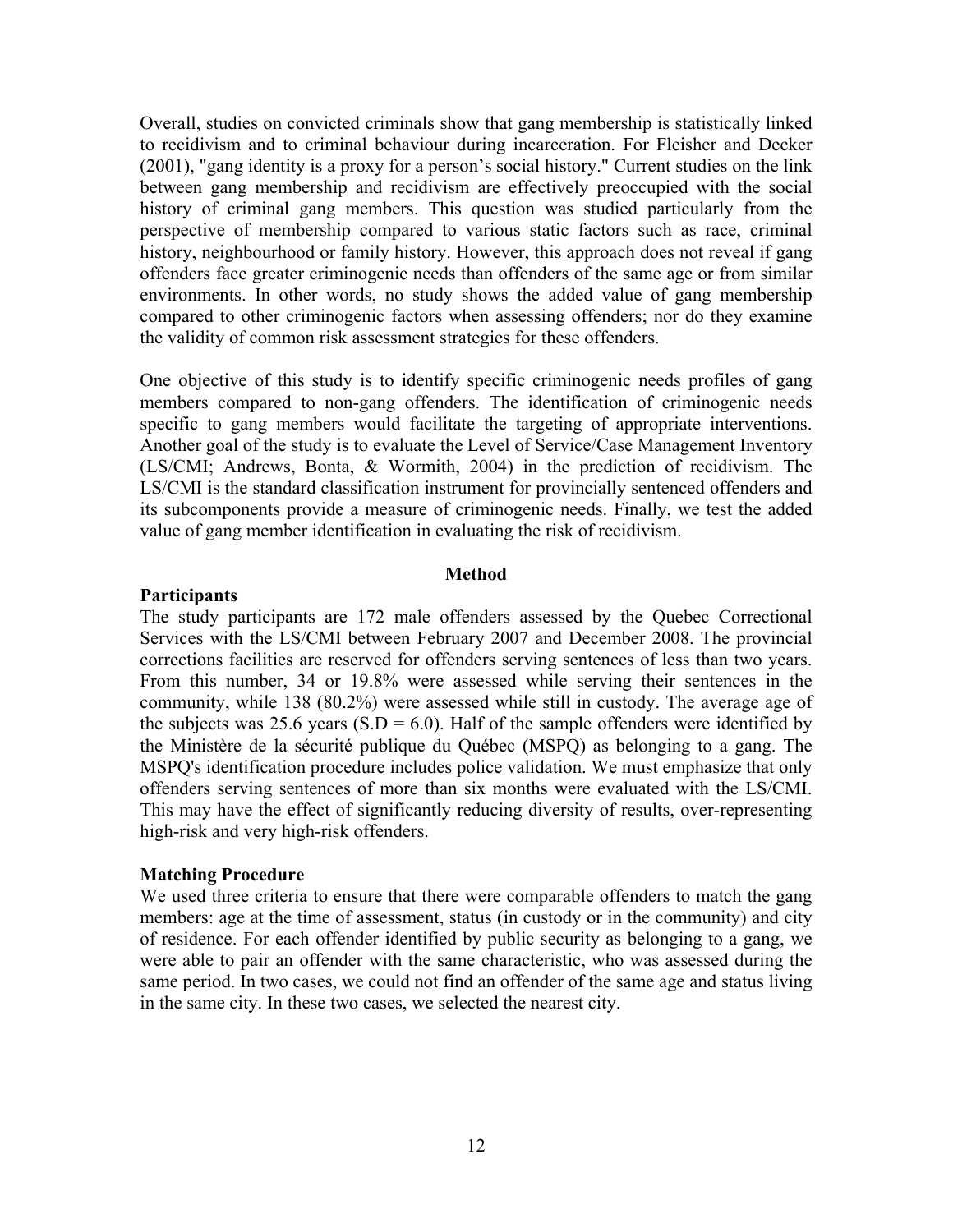Overall, studies on convicted criminals show that gang membership is statistically linked to recidivism and to criminal behaviour during incarceration. For Fleisher and Decker (2001), "gang identity is a proxy for a person's social history." Current studies on the link between gang membership and recidivism are effectively preoccupied with the social history of criminal gang members. This question was studied particularly from the perspective of membership compared to various static factors such as race, criminal history, neighbourhood or family history. However, this approach does not reveal if gang offenders face greater criminogenic needs than offenders of the same age or from similar environments. In other words, no study shows the added value of gang membership compared to other criminogenic factors when assessing offenders; nor do they examine the validity of common risk assessment strategies for these offenders.

One objective of this study is to identify specific criminogenic needs profiles of gang members compared to non-gang offenders. The identification of criminogenic needs specific to gang members would facilitate the targeting of appropriate interventions. Another goal of the study is to evaluate the Level of Service/Case Management Inventory (LS/CMI; Andrews, Bonta, & Wormith, 2004) in the prediction of recidivism. The LS/CMI is the standard classification instrument for provincially sentenced offenders and its subcomponents provide a measure of criminogenic needs. Finally, we test the added value of gang member identification in evaluating the risk of recidivism.

## Method

### Participants

The study participants are 172 male offenders assessed by the Quebec Correctional Services with the LS/CMI between February 2007 and December 2008. The provincial corrections facilities are reserved for offenders serving sentences of less than two years. From this number, 34 or 19.8% were assessed while serving their sentences in the community, while 138 (80.2%) were assessed while still in custody. The average age of the subjects was 25.6 years (S.D = 6.0). Half of the sample offenders were identified by the Ministère de la sécurité publique du Québec (MSPQ) as belonging to a gang. The MSPQ's identification procedure includes police validation. We must emphasize that only offenders serving sentences of more than six months were evaluated with the LS/CMI. This may have the effect of significantly reducing diversity of results, over-representing high-risk and very high-risk offenders.

### Matching Procedure

We used three criteria to ensure that there were comparable offenders to match the gang members: age at the time of assessment, status (in custody or in the community) and city of residence. For each offender identified by public security as belonging to a gang, we were able to pair an offender with the same characteristic, who was assessed during the same period. In two cases, we could not find an offender of the same age and status living in the same city. In these two cases, we selected the nearest city.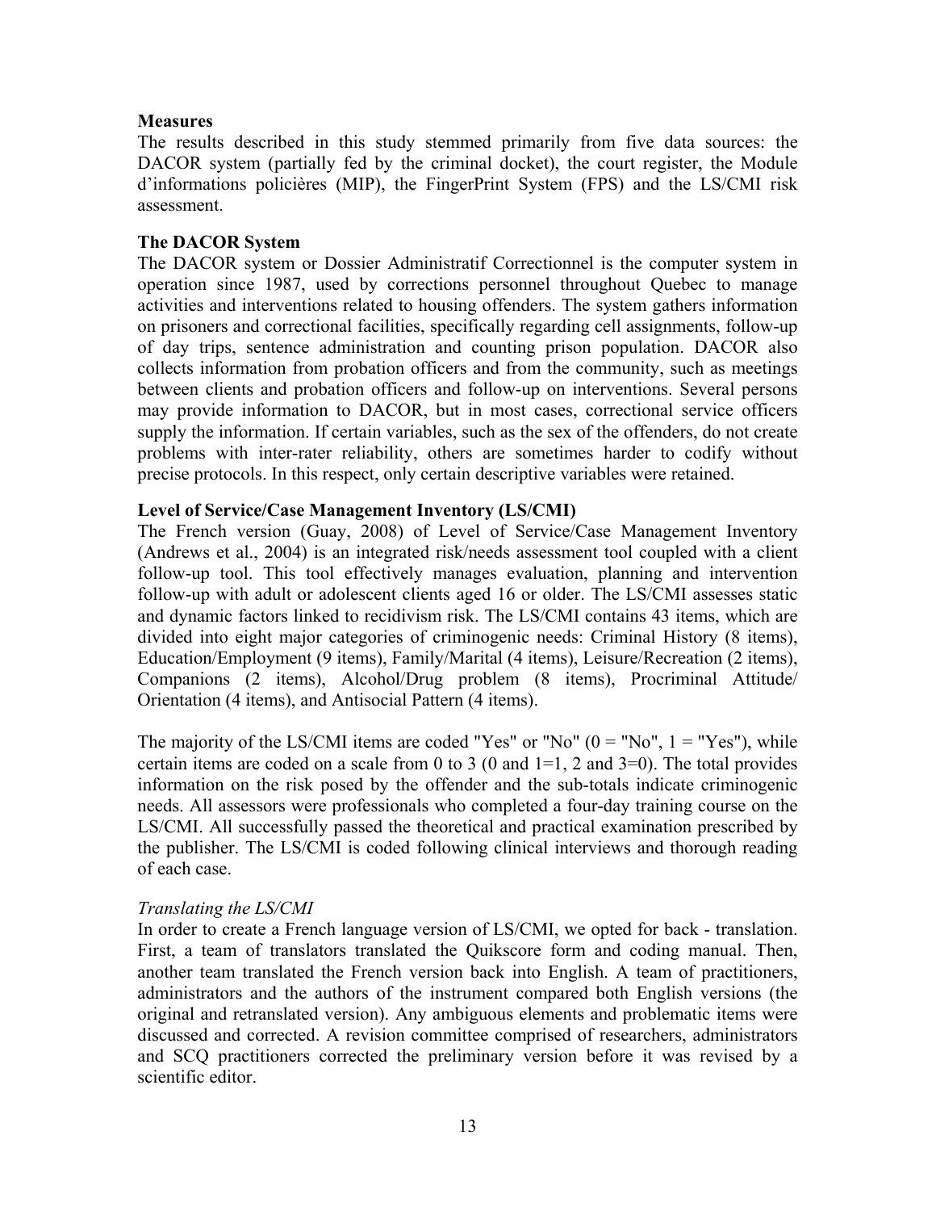**Measures**

The results described in this study stemmed primarily from five data sources: the DACOR system (partially fed by the criminal docket), the court register, the Module d'informations policières (MIP), the FingerPrint System (FPS) and the LS/CMI risk assessment.

**The DACOR System**

The DACOR system or Dossier Administratif Correctionnel is the computer system in operation since 1987, used by corrections personnel throughout Quebec to manage activities and interventions related to housing offenders. The system gathers information on prisoners and correctional facilities, specifically regarding cell assignments, follow-up of day trips, sentence administration and counting prison population. DACOR also collects information from probation officers and from the community, such as meetings between clients and probation officers and follow-up on interventions. Several persons may provide information to DACOR, but in most cases, correctional service officers supply the information. If certain variables, such as the sex of the offenders, do not create problems with inter-rater reliability, others are sometimes harder to codify without precise protocols. In this respect, only certain descriptive variables were retained.

**Level of Service/Case Management Inventory (LS/CMI)**

The French version (Guay, 2008) of Level of Service/Case Management Inventory (Andrews et al., 2004) is an integrated risk/needs assessment tool coupled with a client follow-up tool. This tool effectively manages evaluation, planning and intervention follow-up with adult or adolescent clients aged 16 or older. The LS/CMI assesses static and dynamic factors linked to recidivism risk. The LS/CMI contains 43 items, which are divided into eight major categories of criminogenic needs: Criminal History (8 items), Education/Employment (9 items), Family/Marital (4 items), Leisure/Recreation (2 items), Companions (2 items), Alcohol/Drug problem (8 items), Procriminal Attitude/ Orientation (4 items), and Antisocial Pattern (4 items).

The majority of the LS/CMI items are coded "Yes" or "No" (0 = "No", 1 = "Yes"), while certain items are coded on a scale from 0 to 3 (0 and 1=1, 2 and 3=0). The total provides information on the risk posed by the offender and the sub-totals indicate criminogenic needs. All assessors were professionals who completed a four-day training course on the LS/CMI. All successfully passed the theoretical and practical examination prescribed by the publisher. The LS/CMI is coded following clinical interviews and thorough reading of each case.

*Translating the LS/CMI*

In order to create a French language version of LS/CMI, we opted for back - translation. First, a team of translators translated the Quikscore form and coding manual. Then, another team translated the French version back into English. A team of practitioners, administrators and the authors of the instrument compared both English versions (the original and retranslated version). Any ambiguous elements and problematic items were discussed and corrected. A revision committee comprised of researchers, administrators and SCQ practitioners corrected the preliminary version before it was revised by a scientific editor.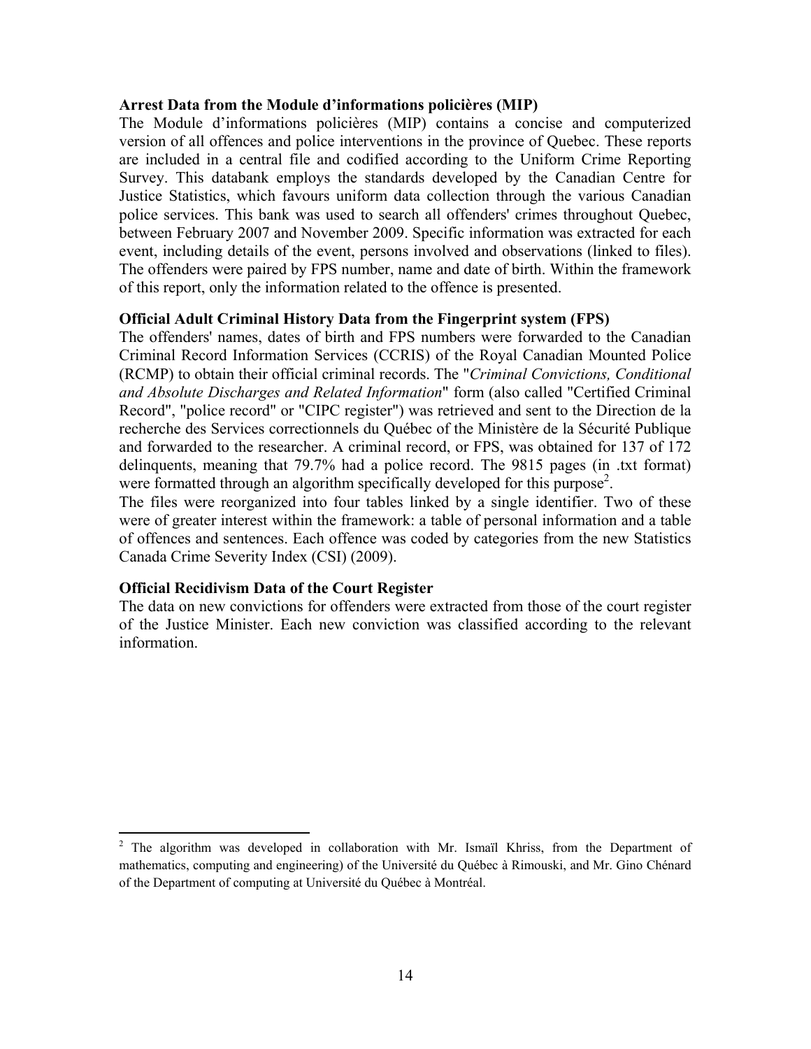**Arrest Data from the Module d'informations policières (MIP)**

The Module d'informations policières (MIP) contains a concise and computerized version of all offences and police interventions in the province of Quebec. These reports are included in a central file and codified according to the Uniform Crime Reporting Survey. This databank employs the standards developed by the Canadian Centre for Justice Statistics, which favours uniform data collection through the various Canadian police services. This bank was used to search all offenders' crimes throughout Quebec, between February 2007 and November 2009. Specific information was extracted for each event, including details of the event, persons involved and observations (linked to files). The offenders were paired by FPS number, name and date of birth. Within the framework of this report, only the information related to the offence is presented.

**Official Adult Criminal History Data from the Fingerprint system (FPS)**

The offenders' names, dates of birth and FPS numbers were forwarded to the Canadian Criminal Record Information Services (CCRIS) of the Royal Canadian Mounted Police (RCMP) to obtain their official criminal records. The "*Criminal Convictions, Conditional and Absolute Discharges and Related Information*" form (also called "Certified Criminal Record", "police record" or "CIPC register") was retrieved and sent to the Direction de la recherche des Services correctionnels du Québec of the Ministère de la Sécurité Publique and forwarded to the researcher. A criminal record, or FPS, was obtained for 137 of 172 delinquents, meaning that 79.7% had a police record. The 9815 pages (in .txt format) were formatted through an algorithm specifically developed for this purpose[2].

The files were reorganized into four tables linked by a single identifier. Two of these were of greater interest within the framework: a table of personal information and a table of offences and sentences. Each offence was coded by categories from the new Statistics Canada Crime Severity Index (CSI) (2009).

**Official Recidivism Data of the Court Register**

The data on new convictions for offenders were extracted from those of the court register of the Justice Minister. Each new conviction was classified according to the relevant information.

---

[2] The algorithm was developed in collaboration with Mr. Ismaïl Khriss, from the Department of mathematics, computing and engineering) of the Université du Québec à Rimouski, and Mr. Gino Chénard of the Department of computing at Université du Québec à Montréal.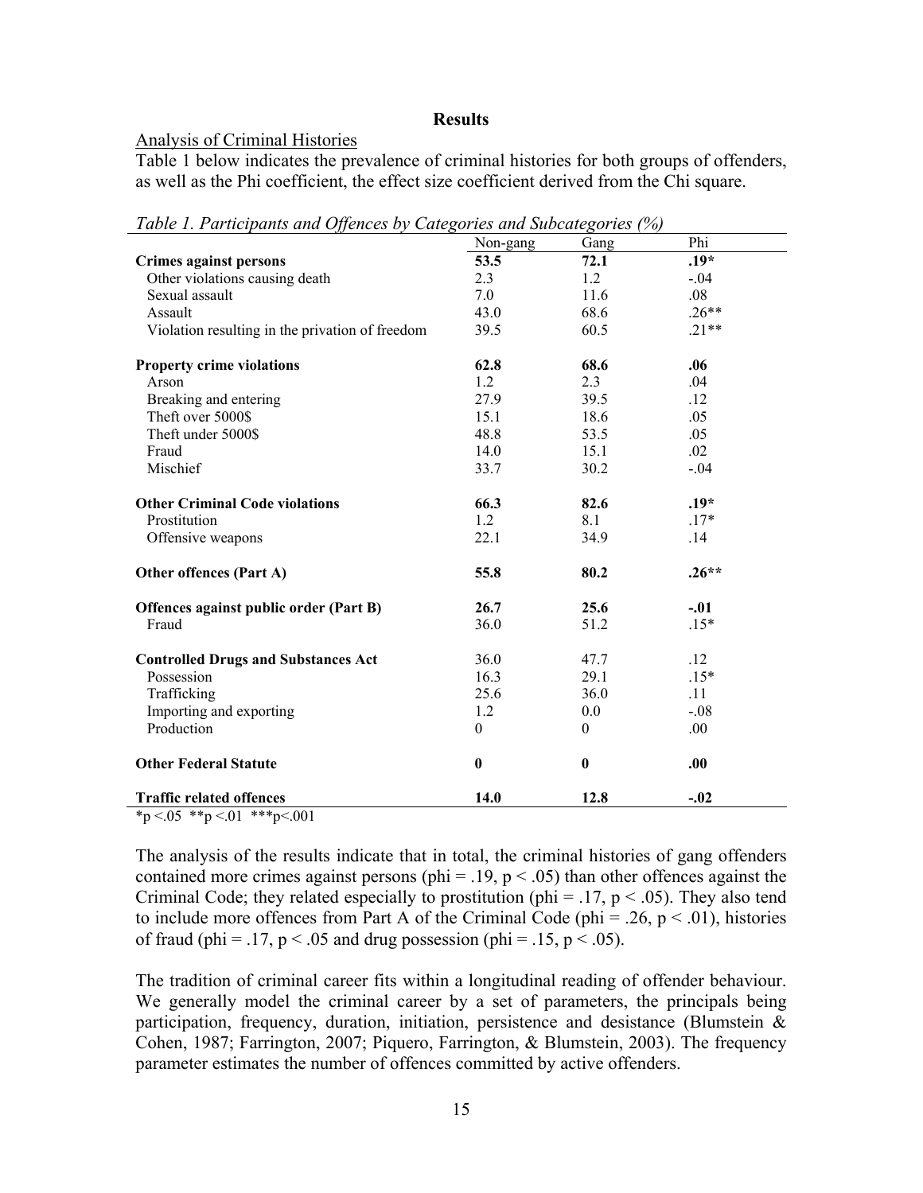**Results**

Analysis of Criminal Histories

Table 1 below indicates the prevalence of criminal histories for both groups of offenders, as well as the Phi coefficient, the effect size coefficient derived from the Chi square.

*Table 1. Participants and Offences by Categories and Subcategories (%)*

| | Non-gang | Gang | Phi |
|---|---|---|---|
| **Crimes against persons** | **53.5** | **72.1** | **.19*** |
| Other violations causing death | 2.3 | 1.2 | -.04 |
| Sexual assault | 7.0 | 11.6 | .08 |
| Assault | 43.0 | 68.6 | .26** |
| Violation resulting in the privation of freedom | 39.5 | 60.5 | .21** |
| **Property crime violations** | **62.8** | **68.6** | **.06** |
| Arson | 1.2 | 2.3 | .04 |
| Breaking and entering | 27.9 | 39.5 | .12 |
| Theft over 5000$ | 15.1 | 18.6 | .05 |
| Theft under 5000$ | 48.8 | 53.5 | .05 |
| Fraud | 14.0 | 15.1 | .02 |
| Mischief | 33.7 | 30.2 | -.04 |
| **Other Criminal Code violations** | **66.3** | **82.6** | **.19*** |
| Prostitution | 1.2 | 8.1 | .17* |
| Offensive weapons | 22.1 | 34.9 | .14 |
| **Other offences (Part A)** | **55.8** | **80.2** | **.26**** |
| **Offences against public order (Part B)** | **26.7** | **25.6** | **-.01** |
| Fraud | 36.0 | 51.2 | .15* |
| **Controlled Drugs and Substances Act** | 36.0 | 47.7 | .12 |
| Possession | 16.3 | 29.1 | .15* |
| Trafficking | 25.6 | 36.0 | .11 |
| Importing and exporting | 1.2 | 0.0 | -.08 |
| Production | 0 | 0 | .00 |
| **Other Federal Statute** | **0** | **0** | **.00** |
| **Traffic related offences** | **14.0** | **12.8** | **-.02** |

*p <.05 **p <.01 ***p<.001

The analysis of the results indicate that in total, the criminal histories of gang offenders contained more crimes against persons (phi = .19, $p < .05$) than other offences against the Criminal Code; they related especially to prostitution (phi = .17, $p < .05$). They also tend to include more offences from Part A of the Criminal Code (phi = .26, $p < .01$), histories of fraud (phi = .17, $p < .05$ and drug possession (phi = .15, $p < .05$).

The tradition of criminal career fits within a longitudinal reading of offender behaviour. We generally model the criminal career by a set of parameters, the principals being participation, frequency, duration, initiation, persistence and desistance (Blumstein & Cohen, 1987; Farrington, 2007; Piquero, Farrington, & Blumstein, 2003). The frequency parameter estimates the number of offences committed by active offenders.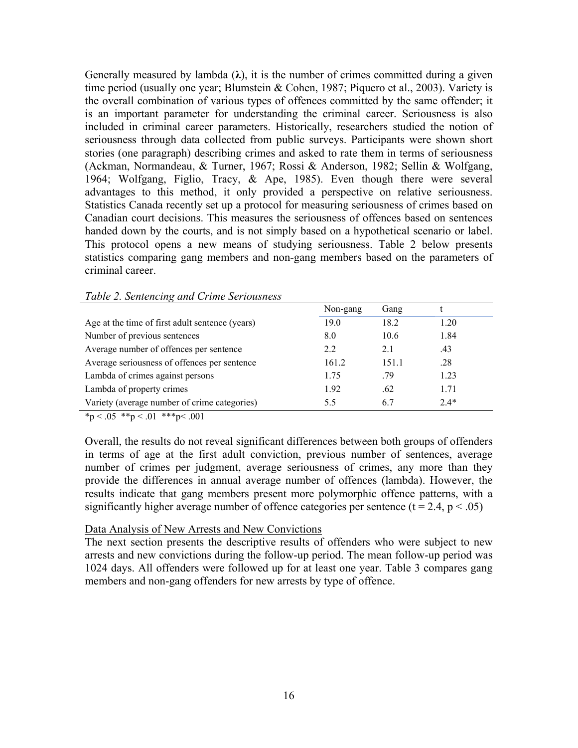Generally measured by lambda (**λ**), it is the number of crimes committed during a given time period (usually one year; Blumstein & Cohen, 1987; Piquero et al., 2003). Variety is the overall combination of various types of offences committed by the same offender; it is an important parameter for understanding the criminal career. Seriousness is also included in criminal career parameters. Historically, researchers studied the notion of seriousness through data collected from public surveys. Participants were shown short stories (one paragraph) describing crimes and asked to rate them in terms of seriousness (Ackman, Normandeau, & Turner, 1967; Rossi & Anderson, 1982; Sellin & Wolfgang, 1964; Wolfgang, Figlio, Tracy, & Ape, 1985). Even though there were several advantages to this method, it only provided a perspective on relative seriousness. Statistics Canada recently set up a protocol for measuring seriousness of crimes based on Canadian court decisions. This measures the seriousness of offences based on sentences handed down by the courts, and is not simply based on a hypothetical scenario or label. This protocol opens a new means of studying seriousness. Table 2 below presents statistics comparing gang members and non-gang members based on the parameters of criminal career.

*Table 2. Sentencing and Crime Seriousness*

| | Non-gang | Gang | t |
|---|---|---|---|
| Age at the time of first adult sentence (years) | 19.0 | 18.2 | 1.20 |
| Number of previous sentences | 8.0 | 10.6 | 1.84 |
| Average number of offences per sentence | 2.2 | 2.1 | .43 |
| Average seriousness of offences per sentence | 161.2 | 151.1 | .28 |
| Lambda of crimes against persons | 1.75 | .79 | 1.23 |
| Lambda of property crimes | 1.92 | .62 | 1.71 |
| Variety (average number of crime categories) | 5.5 | 6.7 | 2.4* |

*p < .05 **p < .01 ***p< .001

Overall, the results do not reveal significant differences between both groups of offenders in terms of age at the first adult conviction, previous number of sentences, average number of crimes per judgment, average seriousness of crimes, any more than they provide the differences in annual average number of offences (lambda). However, the results indicate that gang members present more polymorphic offence patterns, with a significantly higher average number of offence categories per sentence ($t = 2.4$, $p < .05$)

Data Analysis of New Arrests and New Convictions

The next section presents the descriptive results of offenders who were subject to new arrests and new convictions during the follow-up period. The mean follow-up period was 1024 days. All offenders were followed up for at least one year. Table 3 compares gang members and non-gang offenders for new arrests by type of offence.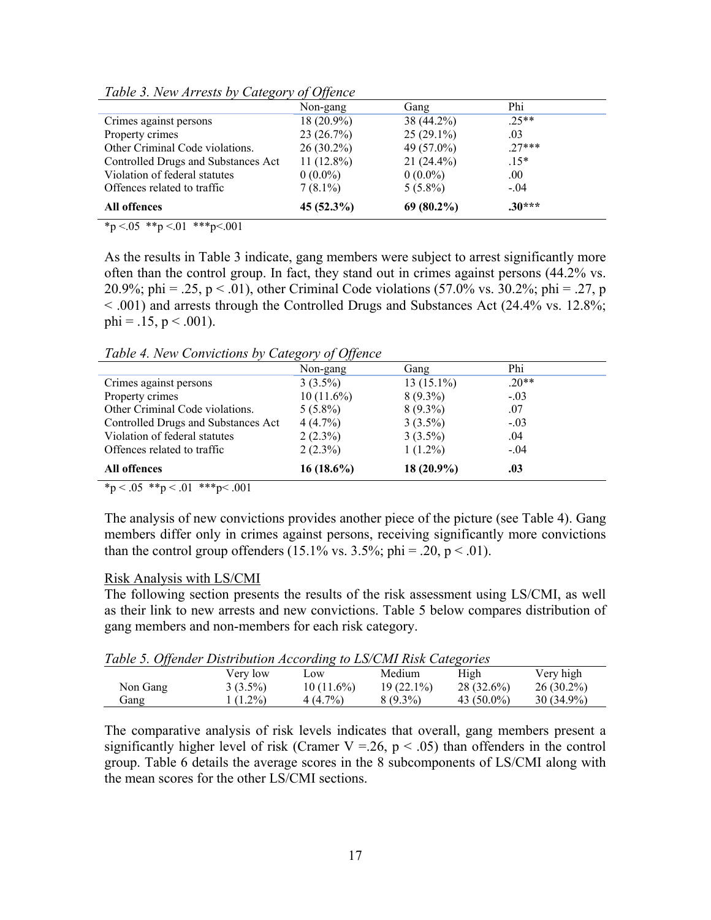*Table 3. New Arrests by Category of Offence*

| | Non-gang | Gang | Phi |
|---|---|---|---|
| Crimes against persons | 18 (20.9%) | 38 (44.2%) | .25** |
| Property crimes | 23 (26.7%) | 25 (29.1%) | .03 |
| Other Criminal Code violations. | 26 (30.2%) | 49 (57.0%) | .27*** |
| Controlled Drugs and Substances Act | 11 (12.8%) | 21 (24.4%) | .15* |
| Violation of federal statutes | 0 (0.0%) | 0 (0.0%) | .00 |
| Offences related to traffic | 7 (8.1%) | 5 (5.8%) | -.04 |
| **All offences** | **45 (52.3%)** | **69 (80.2%)** | **.30*** ** |

*p <.05 **p <.01 ***p<.001

As the results in Table 3 indicate, gang members were subject to arrest significantly more often than the control group. In fact, they stand out in crimes against persons (44.2% vs. 20.9%; phi = .25, $p < .01$), other Criminal Code violations (57.0% vs. 30.2%; phi = .27, $p < .001$) and arrests through the Controlled Drugs and Substances Act (24.4% vs. 12.8%; phi = .15, $p < .001$).

*Table 4. New Convictions by Category of Offence*

| | Non-gang | Gang | Phi |
|---|---|---|---|
| Crimes against persons | 3 (3.5%) | 13 (15.1%) | .20** |
| Property crimes | 10 (11.6%) | 8 (9.3%) | -.03 |
| Other Criminal Code violations. | 5 (5.8%) | 8 (9.3%) | .07 |
| Controlled Drugs and Substances Act | 4 (4.7%) | 3 (3.5%) | -.03 |
| Violation of federal statutes | 2 (2.3%) | 3 (3.5%) | .04 |
| Offences related to traffic | 2 (2.3%) | 1 (1.2%) | -.04 |
| **All offences** | **16 (18.6%)** | **18 (20.9%)** | **.03** |

*p < .05 **p < .01 ***p< .001

The analysis of new convictions provides another piece of the picture (see Table 4). Gang members differ only in crimes against persons, receiving significantly more convictions than the control group offenders (15.1% vs. 3.5%; phi = .20, $p < .01$).

Risk Analysis with LS/CMI

The following section presents the results of the risk assessment using LS/CMI, as well as their link to new arrests and new convictions. Table 5 below compares distribution of gang members and non-members for each risk category.

*Table 5. Offender Distribution According to LS/CMI Risk Categories*

| | Very low | Low | Medium | High | Very high |
|---|---|---|---|---|---|
| Non Gang | 3 (3.5%) | 10 (11.6%) | 19 (22.1%) | 28 (32.6%) | 26 (30.2%) |
| Gang | 1 (1.2%) | 4 (4.7%) | 8 (9.3%) | 43 (50.0%) | 30 (34.9%) |

The comparative analysis of risk levels indicates that overall, gang members present a significantly higher level of risk (Cramer V =.26, $p < .05$) than offenders in the control group. Table 6 details the average scores in the 8 subcomponents of LS/CMI along with the mean scores for the other LS/CMI sections.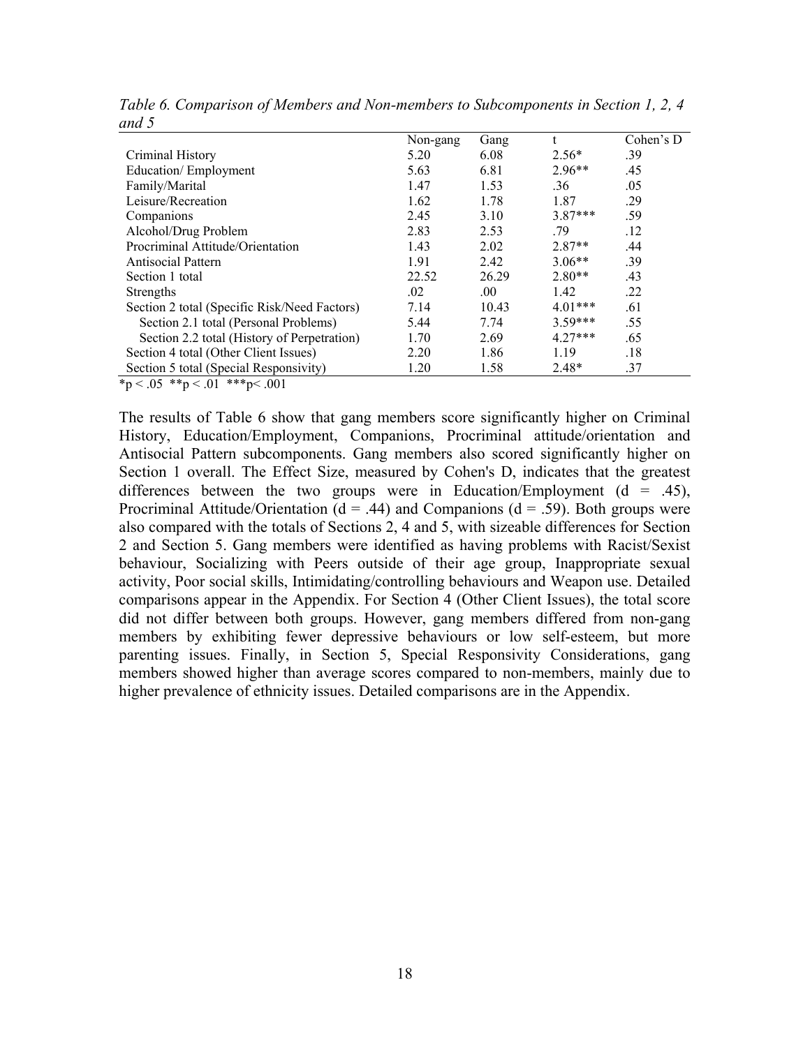*Table 6. Comparison of Members and Non-members to Subcomponents in Section 1, 2, 4 and 5*

| | Non-gang | Gang | t | Cohen's D |
|---|---|---|---|---|
| Criminal History | 5.20 | 6.08 | 2.56* | .39 |
| Education/ Employment | 5.63 | 6.81 | 2.96** | .45 |
| Family/Marital | 1.47 | 1.53 | .36 | .05 |
| Leisure/Recreation | 1.62 | 1.78 | 1.87 | .29 |
| Companions | 2.45 | 3.10 | 3.87*** | .59 |
| Alcohol/Drug Problem | 2.83 | 2.53 | .79 | .12 |
| Procriminal Attitude/Orientation | 1.43 | 2.02 | 2.87** | .44 |
| Antisocial Pattern | 1.91 | 2.42 | 3.06** | .39 |
| Section 1 total | 22.52 | 26.29 | 2.80** | .43 |
| Strengths | .02 | .00 | 1.42 | .22 |
| Section 2 total (Specific Risk/Need Factors) | 7.14 | 10.43 | 4.01*** | .61 |
| Section 2.1 total (Personal Problems) | 5.44 | 7.74 | 3.59*** | .55 |
| Section 2.2 total (History of Perpetration) | 1.70 | 2.69 | 4.27*** | .65 |
| Section 4 total (Other Client Issues) | 2.20 | 1.86 | 1.19 | .18 |
| Section 5 total (Special Responsivity) | 1.20 | 1.58 | 2.48* | .37 |

*p < .05 **p < .01 ***p< .001

The results of Table 6 show that gang members score significantly higher on Criminal History, Education/Employment, Companions, Procriminal attitude/orientation and Antisocial Pattern subcomponents. Gang members also scored significantly higher on Section 1 overall. The Effect Size, measured by Cohen's D, indicates that the greatest differences between the two groups were in Education/Employment (d = .45), Procriminal Attitude/Orientation (d = .44) and Companions (d = .59). Both groups were also compared with the totals of Sections 2, 4 and 5, with sizeable differences for Section 2 and Section 5. Gang members were identified as having problems with Racist/Sexist behaviour, Socializing with Peers outside of their age group, Inappropriate sexual activity, Poor social skills, Intimidating/controlling behaviours and Weapon use. Detailed comparisons appear in the Appendix. For Section 4 (Other Client Issues), the total score did not differ between both groups. However, gang members differed from non-gang members by exhibiting fewer depressive behaviours or low self-esteem, but more parenting issues. Finally, in Section 5, Special Responsivity Considerations, gang members showed higher than average scores compared to non-members, mainly due to higher prevalence of ethnicity issues. Detailed comparisons are in the Appendix.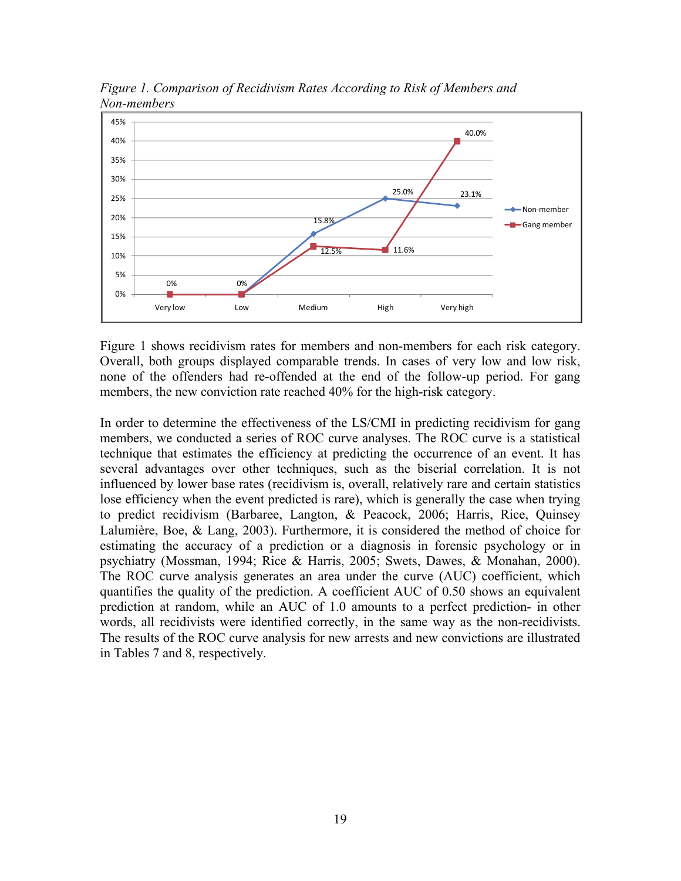*Figure 1. Comparison of Recidivism Rates According to Risk of Members and Non-members*

Figure 1 shows recidivism rates for members and non-members for each risk category. Overall, both groups displayed comparable trends. In cases of very low and low risk, none of the offenders had re-offended at the end of the follow-up period. For gang members, the new conviction rate reached 40% for the high-risk category.

In order to determine the effectiveness of the LS/CMI in predicting recidivism for gang members, we conducted a series of ROC curve analyses. The ROC curve is a statistical technique that estimates the efficiency at predicting the occurrence of an event. It has several advantages over other techniques, such as the biserial correlation. It is not influenced by lower base rates (recidivism is, overall, relatively rare and certain statistics lose efficiency when the event predicted is rare), which is generally the case when trying to predict recidivism (Barbaree, Langton, & Peacock, 2006; Harris, Rice, Quinsey Lalumière, Boe, & Lang, 2003). Furthermore, it is considered the method of choice for estimating the accuracy of a prediction or a diagnosis in forensic psychology or in psychiatry (Mossman, 1994; Rice & Harris, 2005; Swets, Dawes, & Monahan, 2000). The ROC curve analysis generates an area under the curve (AUC) coefficient, which quantifies the quality of the prediction. A coefficient AUC of 0.50 shows an equivalent prediction at random, while an AUC of 1.0 amounts to a perfect prediction- in other words, all recidivists were identified correctly, in the same way as the non-recidivists. The results of the ROC curve analysis for new arrests and new convictions are illustrated in Tables 7 and 8, respectively.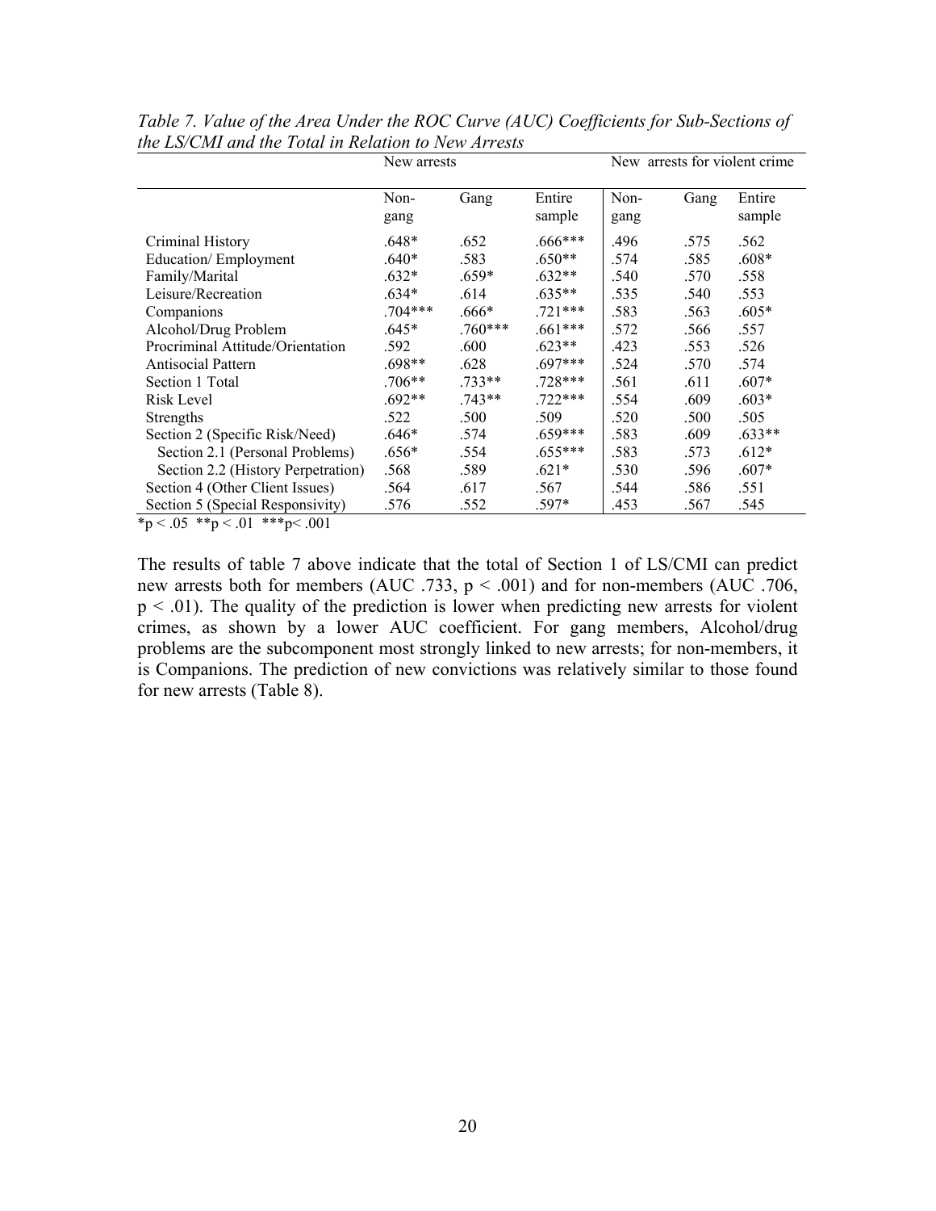*Table 7. Value of the Area Under the ROC Curve (AUC) Coefficients for Sub-Sections of the LS/CMI and the Total in Relation to New Arrests*

| | New arrests | | | New arrests for violent crime | | |
|---|---|---|---|---|---|---|
| | Non-gang | Gang | Entire sample | Non-gang | Gang | Entire sample |
| Criminal History | .648* | .652 | .666*** | .496 | .575 | .562 |
| Education/ Employment | .640* | .583 | .650** | .574 | .585 | .608* |
| Family/Marital | .632* | .659* | .632** | .540 | .570 | .558 |
| Leisure/Recreation | .634* | .614 | .635** | .535 | .540 | .553 |
| Companions | .704*** | .666* | .721*** | .583 | .563 | .605* |
| Alcohol/Drug Problem | .645* | .760*** | .661*** | .572 | .566 | .557 |
| Procriminal Attitude/Orientation | .592 | .600 | .623** | .423 | .553 | .526 |
| Antisocial Pattern | .698** | .628 | .697*** | .524 | .570 | .574 |
| Section 1 Total | .706** | .733** | .728*** | .561 | .611 | .607* |
| Risk Level | .692** | .743** | .722*** | .554 | .609 | .603* |
| Strengths | .522 | .500 | .509 | .520 | .500 | .505 |
| Section 2 (Specific Risk/Need) | .646* | .574 | .659*** | .583 | .609 | .633** |
| Section 2.1 (Personal Problems) | .656* | .554 | .655*** | .583 | .573 | .612* |
| Section 2.2 (History Perpetration) | .568 | .589 | .621* | .530 | .596 | .607* |
| Section 4 (Other Client Issues) | .564 | .617 | .567 | .544 | .586 | .551 |
| Section 5 (Special Responsivity) | .576 | .552 | .597* | .453 | .567 | .545 |

*$p < .05$ **$p < .01$ ***$p < .001$

The results of table 7 above indicate that the total of Section 1 of LS/CMI can predict new arrests both for members (AUC .733, $p < .001$) and for non-members (AUC .706, $p < .01$). The quality of the prediction is lower when predicting new arrests for violent crimes, as shown by a lower AUC coefficient. For gang members, Alcohol/drug problems are the subcomponent most strongly linked to new arrests; for non-members, it is Companions. The prediction of new convictions was relatively similar to those found for new arrests (Table 8).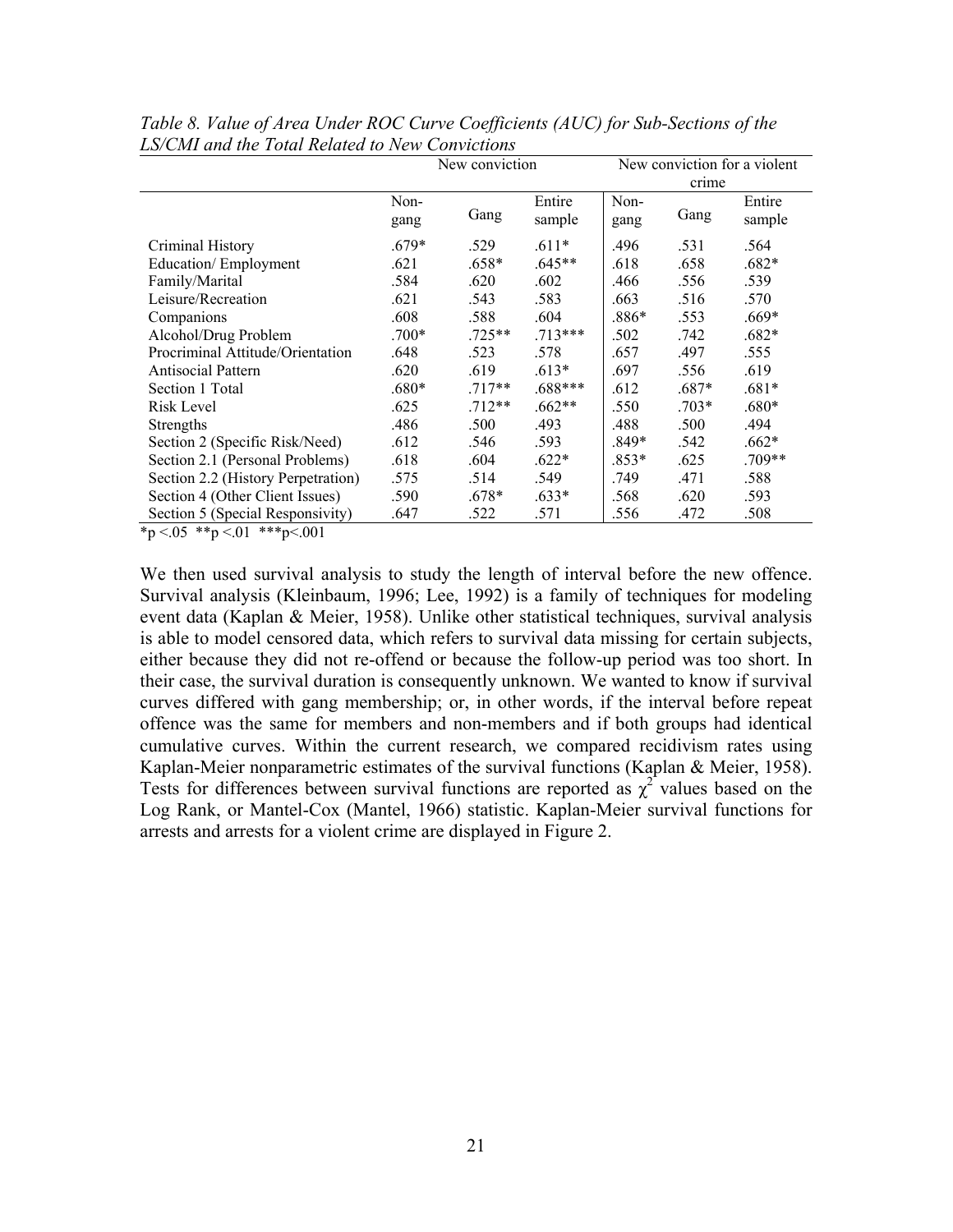*Table 8. Value of Area Under ROC Curve Coefficients (AUC) for Sub-Sections of the LS/CMI and the Total Related to New Convictions*

| | New conviction | | | New conviction for a violent crime | | |
|---|---|---|---|---|---|---|
| | Non-gang | Gang | Entire sample | Non-gang | Gang | Entire sample |
| Criminal History | .679* | .529 | .611* | .496 | .531 | .564 |
| Education/ Employment | .621 | .658* | .645** | .618 | .658 | .682* |
| Family/Marital | .584 | .620 | .602 | .466 | .556 | .539 |
| Leisure/Recreation | .621 | .543 | .583 | .663 | .516 | .570 |
| Companions | .608 | .588 | .604 | .886* | .553 | .669* |
| Alcohol/Drug Problem | .700* | .725** | .713*** | .502 | .742 | .682* |
| Procriminal Attitude/Orientation | .648 | .523 | .578 | .657 | .497 | .555 |
| Antisocial Pattern | .620 | .619 | .613* | .697 | .556 | .619 |
| Section 1 Total | .680* | .717** | .688*** | .612 | .687* | .681* |
| Risk Level | .625 | .712** | .662** | .550 | .703* | .680* |
| Strengths | .486 | .500 | .493 | .488 | .500 | .494 |
| Section 2 (Specific Risk/Need) | .612 | .546 | .593 | .849* | .542 | .662* |
| Section 2.1 (Personal Problems) | .618 | .604 | .622* | .853* | .625 | .709** |
| Section 2.2 (History Perpetration) | .575 | .514 | .549 | .749 | .471 | .588 |
| Section 4 (Other Client Issues) | .590 | .678* | .633* | .568 | .620 | .593 |
| Section 5 (Special Responsivity) | .647 | .522 | .571 | .556 | .472 | .508 |

*p <.05 **p <.01 ***p<.001

We then used survival analysis to study the length of interval before the new offence. Survival analysis (Kleinbaum, 1996; Lee, 1992) is a family of techniques for modeling event data (Kaplan & Meier, 1958). Unlike other statistical techniques, survival analysis is able to model censored data, which refers to survival data missing for certain subjects, either because they did not re-offend or because the follow-up period was too short. In their case, the survival duration is consequently unknown. We wanted to know if survival curves differed with gang membership; or, in other words, if the interval before repeat offence was the same for members and non-members and if both groups had identical cumulative curves. Within the current research, we compared recidivism rates using Kaplan-Meier nonparametric estimates of the survival functions (Kaplan & Meier, 1958). Tests for differences between survival functions are reported as $\chi^2$ values based on the Log Rank, or Mantel-Cox (Mantel, 1966) statistic. Kaplan-Meier survival functions for arrests and arrests for a violent crime are displayed in Figure 2.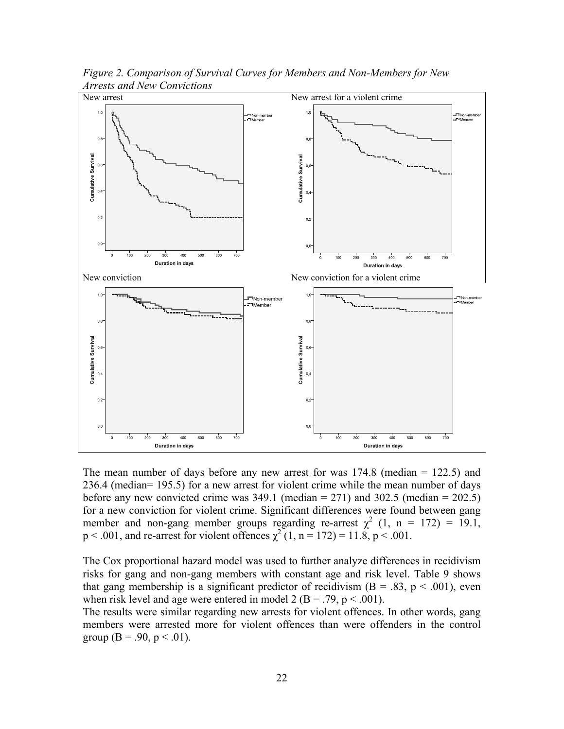*Figure 2. Comparison of Survival Curves for Members and Non-Members for New Arrests and New Convictions*

The mean number of days before any new arrest for was 174.8 (median = 122.5) and 236.4 (median= 195.5) for a new arrest for violent crime while the mean number of days before any new convicted crime was 349.1 (median = 271) and 302.5 (median = 202.5) for a new conviction for violent crime. Significant differences were found between gang member and non-gang member groups regarding re-arrest $\chi^2$ (1, n = 172) = 19.1, $p < .001$, and re-arrest for violent offences $\chi^2$ (1, n = 172) = 11.8, $p < .001$.

The Cox proportional hazard model was used to further analyze differences in recidivism risks for gang and non-gang members with constant age and risk level. Table 9 shows that gang membership is a significant predictor of recidivism (B = .83, $p < .001$), even when risk level and age were entered in model 2 (B = .79, $p < .001$).
The results were similar regarding new arrests for violent offences. In other words, gang members were arrested more for violent offences than were offenders in the control group (B = .90, $p < .01$).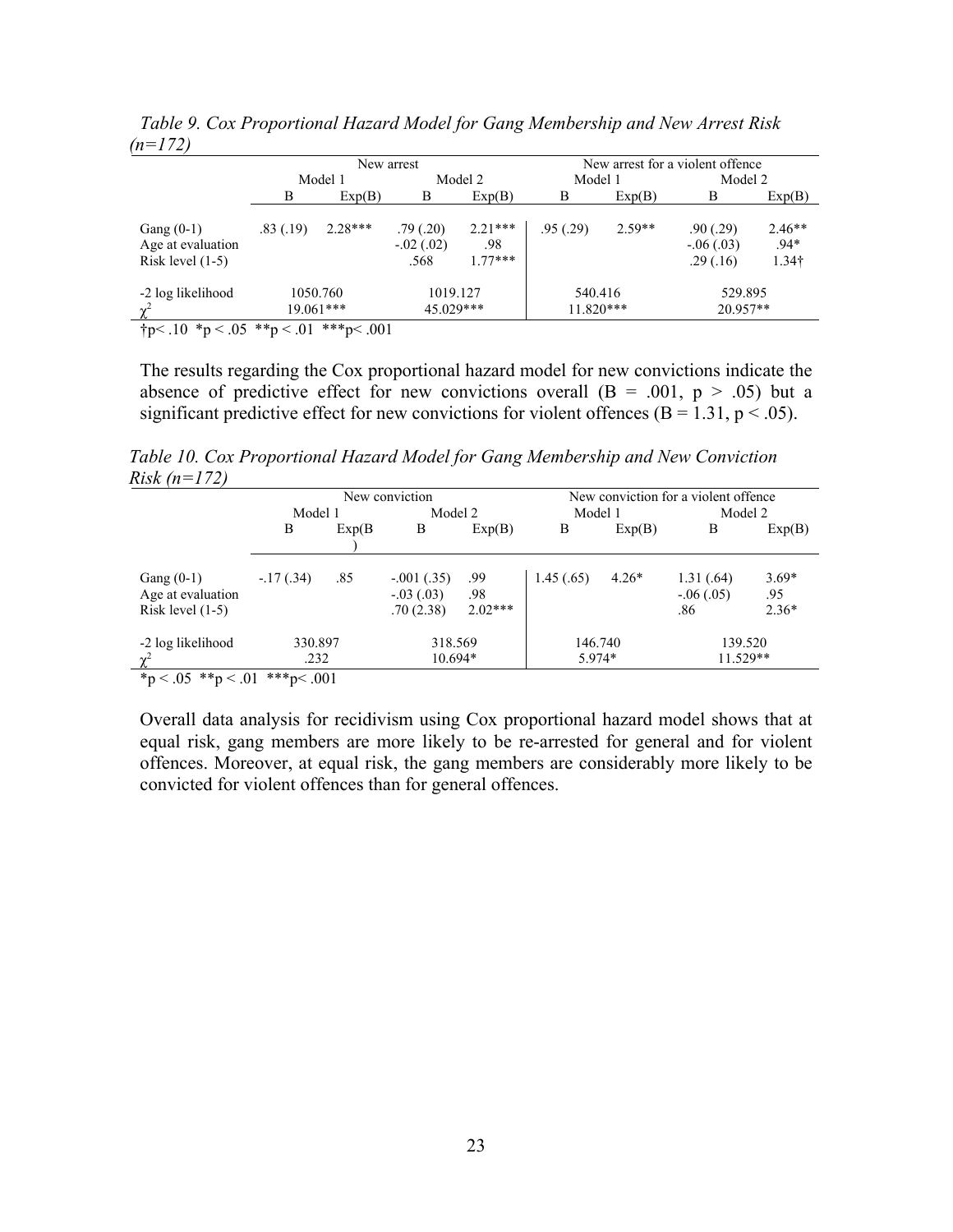*Table 9. Cox Proportional Hazard Model for Gang Membership and New Arrest Risk (n=172)*

| | New arrest | | | | New arrest for a violent offence | | | |
|---|---|---|---|---|---|---|---|---|
| | Model 1 | | Model 2 | | Model 1 | | Model 2 | |
| | B | Exp(B) | B | Exp(B) | B | Exp(B) | B | Exp(B) |
| Gang (0-1) | .83 (.19) | 2.28*** | .79 (.20) | 2.21*** | .95 (.29) | 2.59** | .90 (.29) | 2.46** |
| Age at evaluation | | | -.02 (.02) | .98 | | | -.06 (.03) | .94* |
| Risk level (1-5) | | | .568 | 1.77*** | | | .29 (.16) | 1.34† |
| -2 log likelihood | 1050.760 | | 1019.127 | | 540.416 | | 529.895 | |
| $\chi^2$ | 19.061*** | | 45.029*** | | 11.820*** | | 20.957** | |

†p< .10 *p < .05 **p < .01 ***p< .001

The results regarding the Cox proportional hazard model for new convictions indicate the absence of predictive effect for new convictions overall (B = .001, p > .05) but a significant predictive effect for new convictions for violent offences (B = 1.31, p < .05).

*Table 10. Cox Proportional Hazard Model for Gang Membership and New Conviction Risk (n=172)*

| | New conviction | | | | New conviction for a violent offence | | | |
|---|---|---|---|---|---|---|---|---|
| | Model 1 | | Model 2 | | Model 1 | | Model 2 | |
| | B | Exp(B) | B | Exp(B) | B | Exp(B) | B | Exp(B) |
| Gang (0-1) | -.17 (.34) | .85 | -.001 (.35) | .99 | 1.45 (.65) | 4.26* | 1.31 (.64) | 3.69* |
| Age at evaluation | | | -.03 (.03) | .98 | | | -.06 (.05) | .95 |
| Risk level (1-5) | | | .70 (2.38) | 2.02*** | | | .86 | 2.36* |
| -2 log likelihood | 330.897 | | 318.569 | | 146.740 | | 139.520 | |
| $\chi^2$ | .232 | | 10.694* | | 5.974* | | 11.529** | |

*p < .05 **p < .01 ***p< .001

Overall data analysis for recidivism using Cox proportional hazard model shows that at equal risk, gang members are more likely to be re-arrested for general and for violent offences. Moreover, at equal risk, the gang members are considerably more likely to be convicted for violent offences than for general offences.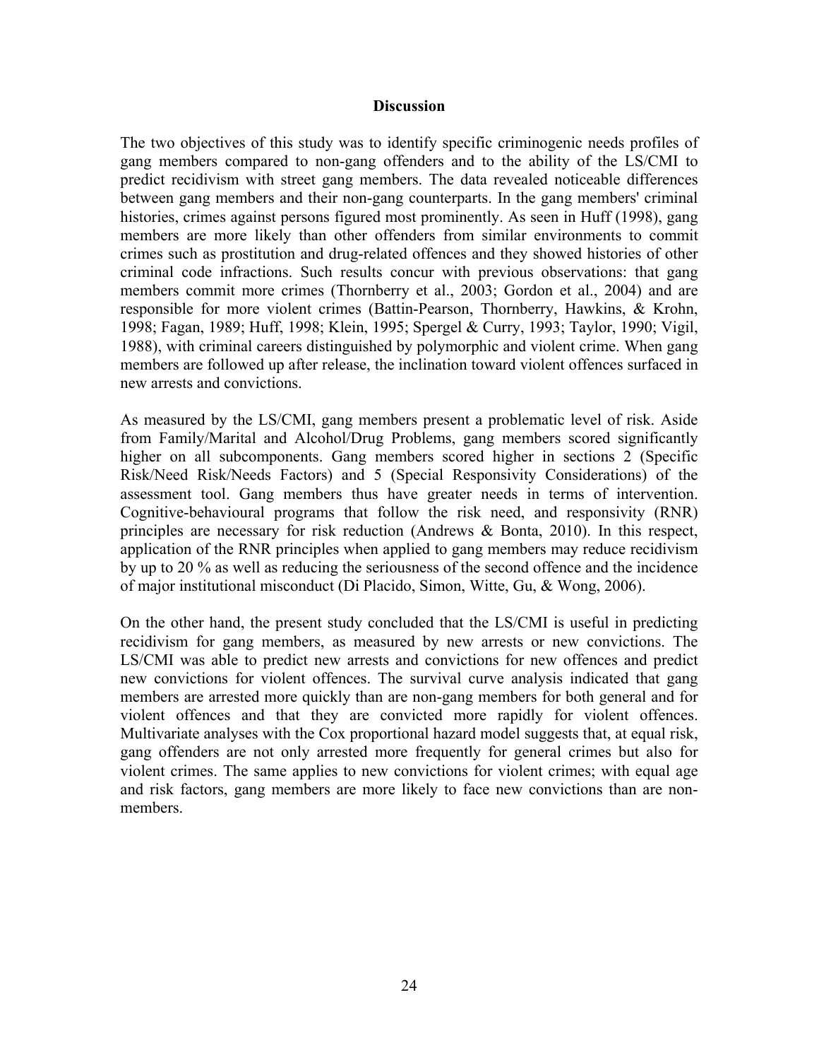## Discussion

The two objectives of this study was to identify specific criminogenic needs profiles of gang members compared to non-gang offenders and to the ability of the LS/CMI to predict recidivism with street gang members. The data revealed noticeable differences between gang members and their non-gang counterparts. In the gang members' criminal histories, crimes against persons figured most prominently. As seen in Huff (1998), gang members are more likely than other offenders from similar environments to commit crimes such as prostitution and drug-related offences and they showed histories of other criminal code infractions. Such results concur with previous observations: that gang members commit more crimes (Thornberry et al., 2003; Gordon et al., 2004) and are responsible for more violent crimes (Battin-Pearson, Thornberry, Hawkins, & Krohn, 1998; Fagan, 1989; Huff, 1998; Klein, 1995; Spergel & Curry, 1993; Taylor, 1990; Vigil, 1988), with criminal careers distinguished by polymorphic and violent crime. When gang members are followed up after release, the inclination toward violent offences surfaced in new arrests and convictions.

As measured by the LS/CMI, gang members present a problematic level of risk. Aside from Family/Marital and Alcohol/Drug Problems, gang members scored significantly higher on all subcomponents. Gang members scored higher in sections 2 (Specific Risk/Need Risk/Needs Factors) and 5 (Special Responsivity Considerations) of the assessment tool. Gang members thus have greater needs in terms of intervention. Cognitive-behavioural programs that follow the risk need, and responsivity (RNR) principles are necessary for risk reduction (Andrews & Bonta, 2010). In this respect, application of the RNR principles when applied to gang members may reduce recidivism by up to 20 % as well as reducing the seriousness of the second offence and the incidence of major institutional misconduct (Di Placido, Simon, Witte, Gu, & Wong, 2006).

On the other hand, the present study concluded that the LS/CMI is useful in predicting recidivism for gang members, as measured by new arrests or new convictions. The LS/CMI was able to predict new arrests and convictions for new offences and predict new convictions for violent offences. The survival curve analysis indicated that gang members are arrested more quickly than are non-gang members for both general and for violent offences and that they are convicted more rapidly for violent offences. Multivariate analyses with the Cox proportional hazard model suggests that, at equal risk, gang offenders are not only arrested more frequently for general crimes but also for violent crimes. The same applies to new convictions for violent crimes; with equal age and risk factors, gang members are more likely to face new convictions than are non-members.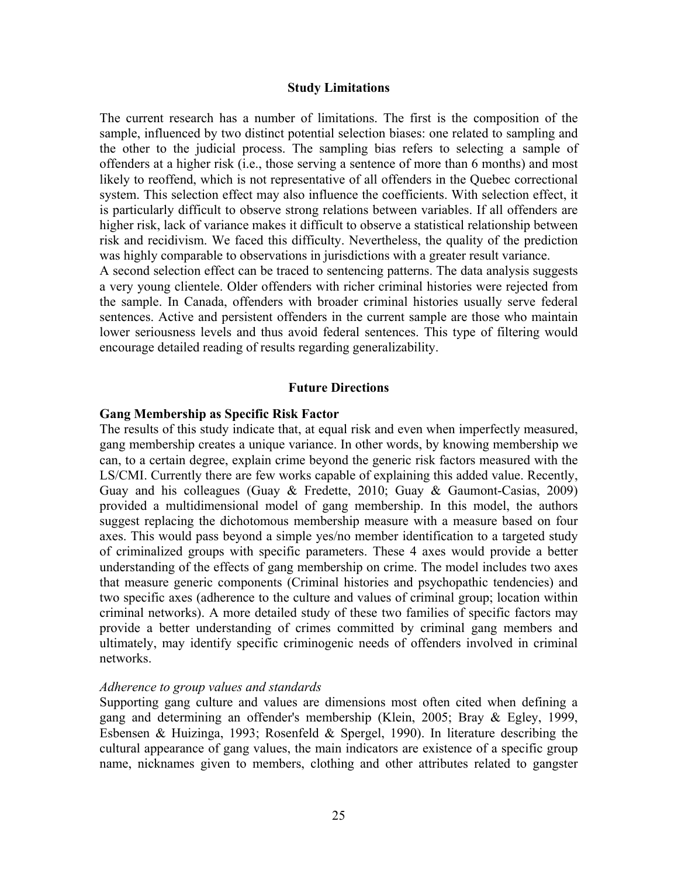## Study Limitations

The current research has a number of limitations. The first is the composition of the sample, influenced by two distinct potential selection biases: one related to sampling and the other to the judicial process. The sampling bias refers to selecting a sample of offenders at a higher risk (i.e., those serving a sentence of more than 6 months) and most likely to reoffend, which is not representative of all offenders in the Quebec correctional system. This selection effect may also influence the coefficients. With selection effect, it is particularly difficult to observe strong relations between variables. If all offenders are higher risk, lack of variance makes it difficult to observe a statistical relationship between risk and recidivism. We faced this difficulty. Nevertheless, the quality of the prediction was highly comparable to observations in jurisdictions with a greater result variance.

A second selection effect can be traced to sentencing patterns. The data analysis suggests a very young clientele. Older offenders with richer criminal histories were rejected from the sample. In Canada, offenders with broader criminal histories usually serve federal sentences. Active and persistent offenders in the current sample are those who maintain lower seriousness levels and thus avoid federal sentences. This type of filtering would encourage detailed reading of results regarding generalizability.

## Future Directions

### Gang Membership as Specific Risk Factor

The results of this study indicate that, at equal risk and even when imperfectly measured, gang membership creates a unique variance. In other words, by knowing membership we can, to a certain degree, explain crime beyond the generic risk factors measured with the LS/CMI. Currently there are few works capable of explaining this added value. Recently, Guay and his colleagues (Guay & Fredette, 2010; Guay & Gaumont-Casias, 2009) provided a multidimensional model of gang membership. In this model, the authors suggest replacing the dichotomous membership measure with a measure based on four axes. This would pass beyond a simple yes/no member identification to a targeted study of criminalized groups with specific parameters. These 4 axes would provide a better understanding of the effects of gang membership on crime. The model includes two axes that measure generic components (Criminal histories and psychopathic tendencies) and two specific axes (adherence to the culture and values of criminal group; location within criminal networks). A more detailed study of these two families of specific factors may provide a better understanding of crimes committed by criminal gang members and ultimately, may identify specific criminogenic needs of offenders involved in criminal networks.

#### *Adherence to group values and standards*

Supporting gang culture and values are dimensions most often cited when defining a gang and determining an offender's membership (Klein, 2005; Bray & Egley, 1999, Esbensen & Huizinga, 1993; Rosenfeld & Spergel, 1990). In literature describing the cultural appearance of gang values, the main indicators are existence of a specific group name, nicknames given to members, clothing and other attributes related to gangster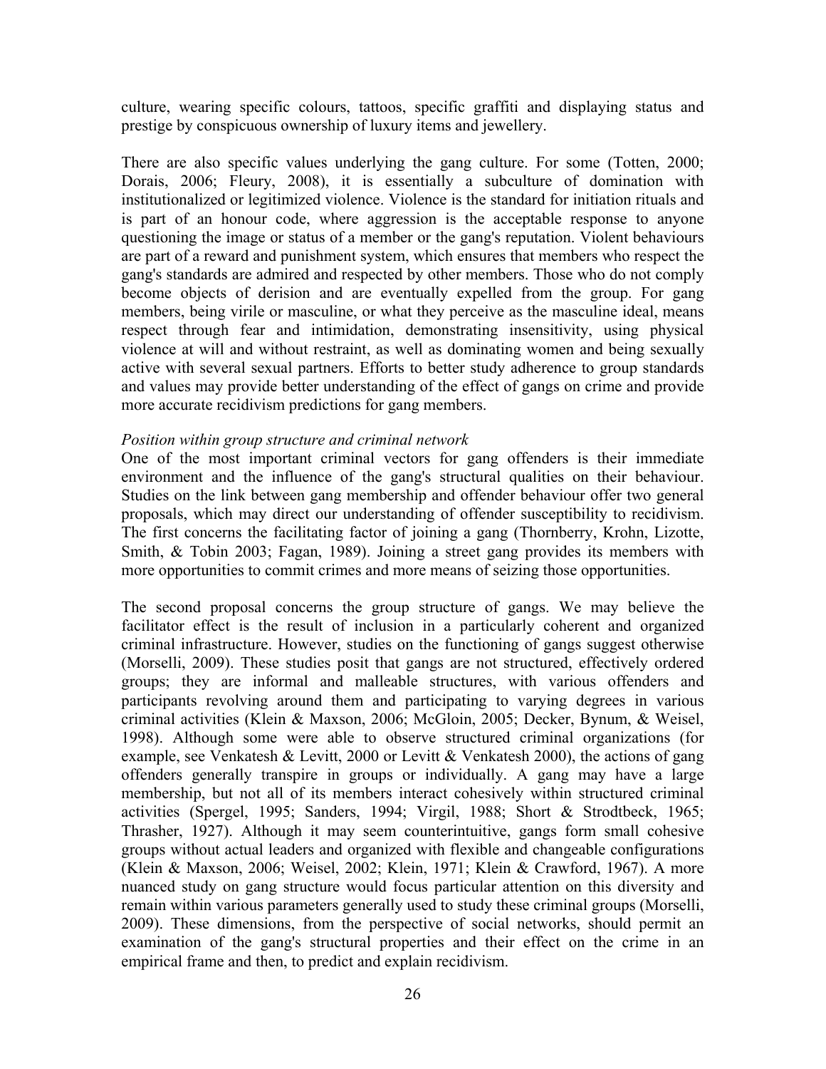culture, wearing specific colours, tattoos, specific graffiti and displaying status and prestige by conspicuous ownership of luxury items and jewellery.

There are also specific values underlying the gang culture. For some (Totten, 2000; Dorais, 2006; Fleury, 2008), it is essentially a subculture of domination with institutionalized or legitimized violence. Violence is the standard for initiation rituals and is part of an honour code, where aggression is the acceptable response to anyone questioning the image or status of a member or the gang's reputation. Violent behaviours are part of a reward and punishment system, which ensures that members who respect the gang's standards are admired and respected by other members. Those who do not comply become objects of derision and are eventually expelled from the group. For gang members, being virile or masculine, or what they perceive as the masculine ideal, means respect through fear and intimidation, demonstrating insensitivity, using physical violence at will and without restraint, as well as dominating women and being sexually active with several sexual partners. Efforts to better study adherence to group standards and values may provide better understanding of the effect of gangs on crime and provide more accurate recidivism predictions for gang members.

*Position within group structure and criminal network*

One of the most important criminal vectors for gang offenders is their immediate environment and the influence of the gang's structural qualities on their behaviour. Studies on the link between gang membership and offender behaviour offer two general proposals, which may direct our understanding of offender susceptibility to recidivism. The first concerns the facilitating factor of joining a gang (Thornberry, Krohn, Lizotte, Smith, & Tobin 2003; Fagan, 1989). Joining a street gang provides its members with more opportunities to commit crimes and more means of seizing those opportunities.

The second proposal concerns the group structure of gangs. We may believe the facilitator effect is the result of inclusion in a particularly coherent and organized criminal infrastructure. However, studies on the functioning of gangs suggest otherwise (Morselli, 2009). These studies posit that gangs are not structured, effectively ordered groups; they are informal and malleable structures, with various offenders and participants revolving around them and participating to varying degrees in various criminal activities (Klein & Maxson, 2006; McGloin, 2005; Decker, Bynum, & Weisel, 1998). Although some were able to observe structured criminal organizations (for example, see Venkatesh & Levitt, 2000 or Levitt & Venkatesh 2000), the actions of gang offenders generally transpire in groups or individually. A gang may have a large membership, but not all of its members interact cohesively within structured criminal activities (Spergel, 1995; Sanders, 1994; Virgil, 1988; Short & Strodtbeck, 1965; Thrasher, 1927). Although it may seem counterintuitive, gangs form small cohesive groups without actual leaders and organized with flexible and changeable configurations (Klein & Maxson, 2006; Weisel, 2002; Klein, 1971; Klein & Crawford, 1967). A more nuanced study on gang structure would focus particular attention on this diversity and remain within various parameters generally used to study these criminal groups (Morselli, 2009). These dimensions, from the perspective of social networks, should permit an examination of the gang's structural properties and their effect on the crime in an empirical frame and then, to predict and explain recidivism.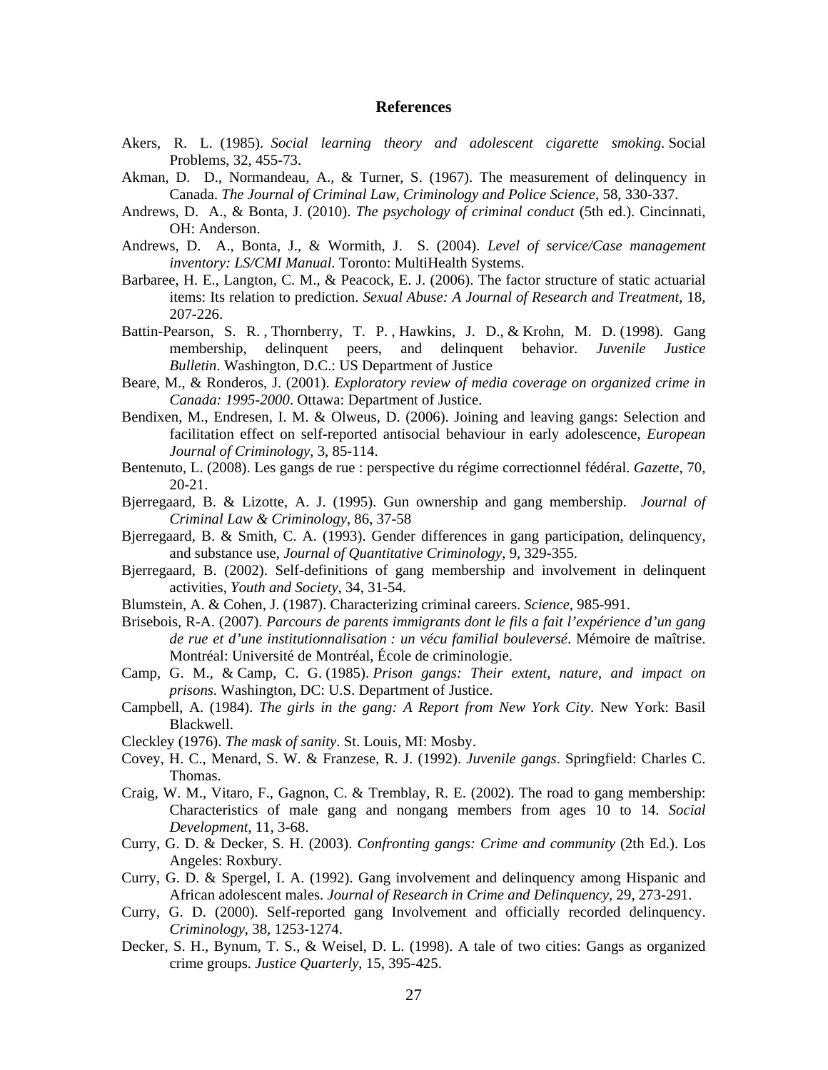## References

Akers, R. L. (1985). *Social learning theory and adolescent cigarette smoking*. Social Problems, 32, 455-73.

Akman, D. D., Normandeau, A., & Turner, S. (1967). The measurement of delinquency in Canada. *The Journal of Criminal Law, Criminology and Police Science*, 58, 330-337.

Andrews, D. A., & Bonta, J. (2010). *The psychology of criminal conduct* (5th ed.). Cincinnati, OH: Anderson.

Andrews, D. A., Bonta, J., & Wormith, J. S. (2004). *Level of service/Case management inventory: LS/CMI Manual*. Toronto: MultiHealth Systems.

Barbaree, H. E., Langton, C. M., & Peacock, E. J. (2006). The factor structure of static actuarial items: Its relation to prediction. *Sexual Abuse: A Journal of Research and Treatment*, 18, 207-226.

Battin-Pearson, S. R. , Thornberry, T. P. , Hawkins, J. D., & Krohn, M. D. (1998). Gang membership, delinquent peers, and delinquent behavior. *Juvenile Justice Bulletin*. Washington, D.C.: US Department of Justice

Beare, M., & Ronderos, J. (2001). *Exploratory review of media coverage on organized crime in Canada: 1995-2000*. Ottawa: Department of Justice.

Bendixen, M., Endresen, I. M. & Olweus, D. (2006). Joining and leaving gangs: Selection and facilitation effect on self-reported antisocial behaviour in early adolescence, *European Journal of Criminology*, 3, 85-114.

Bentenuto, L. (2008). Les gangs de rue : perspective du régime correctionnel fédéral. *Gazette*, 70, 20-21.

Bjerregaard, B. & Lizotte, A. J. (1995). Gun ownership and gang membership. *Journal of Criminal Law & Criminology*, 86, 37-58

Bjerregaard, B. & Smith, C. A. (1993). Gender differences in gang participation, delinquency, and substance use, *Journal of Quantitative Criminology*, 9, 329-355.

Bjerregaard, B. (2002). Self-definitions of gang membership and involvement in delinquent activities, *Youth and Society*, 34, 31-54.

Blumstein, A. & Cohen, J. (1987). Characterizing criminal careers. *Science*, 985-991.

Brisebois, R-A. (2007). *Parcours de parents immigrants dont le fils a fait l'expérience d'un gang de rue et d'une institutionnalisation : un vécu familial bouleversé*. Mémoire de maîtrise. Montréal: Université de Montréal, École de criminologie.

Camp, G. M., & Camp, C. G. (1985). *Prison gangs: Their extent, nature, and impact on prisons*. Washington, DC: U.S. Department of Justice.

Campbell, A. (1984). *The girls in the gang: A Report from New York City*. New York: Basil Blackwell.

Cleckley (1976). *The mask of sanity*. St. Louis, MI: Mosby.

Covey, H. C., Menard, S. W. & Franzese, R. J. (1992). *Juvenile gangs*. Springfield: Charles C. Thomas.

Craig, W. M., Vitaro, F., Gagnon, C. & Tremblay, R. E. (2002). The road to gang membership: Characteristics of male gang and nongang members from ages 10 to 14. *Social Development*, 11, 3-68.

Curry, G. D. & Decker, S. H. (2003). *Confronting gangs: Crime and community* (2th Ed.). Los Angeles: Roxbury.

Curry, G. D. & Spergel, I. A. (1992). Gang involvement and delinquency among Hispanic and African adolescent males. *Journal of Research in Crime and Delinquency*, 29, 273-291.

Curry, G. D. (2000). Self-reported gang Involvement and officially recorded delinquency. *Criminology*, 38, 1253-1274.

Decker, S. H., Bynum, T. S., & Weisel, D. L. (1998). A tale of two cities: Gangs as organized crime groups. *Justice Quarterly*, 15, 395-425.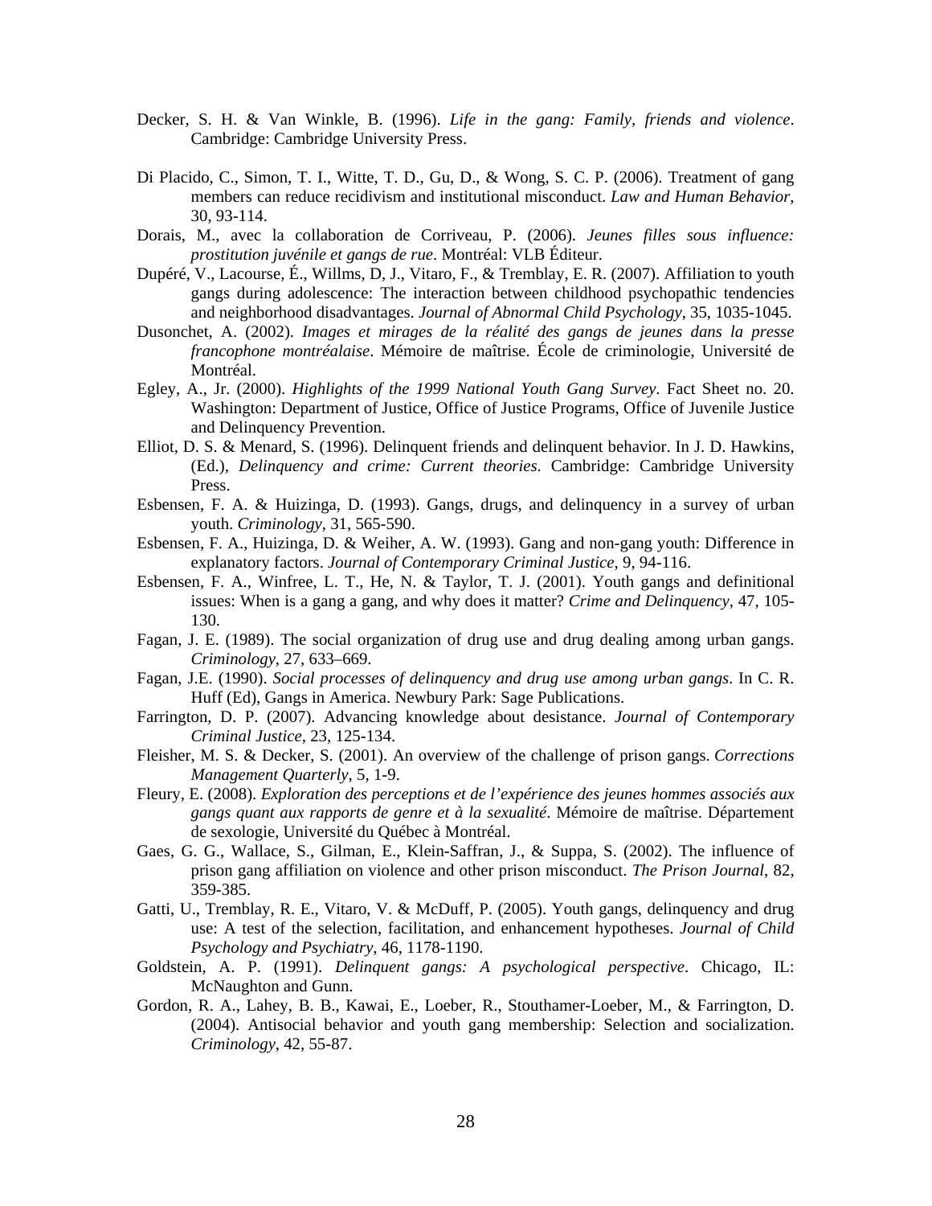Decker, S. H. & Van Winkle, B. (1996). *Life in the gang: Family, friends and violence*. Cambridge: Cambridge University Press.

Di Placido, C., Simon, T. I., Witte, T. D., Gu, D., & Wong, S. C. P. (2006). Treatment of gang members can reduce recidivism and institutional misconduct. *Law and Human Behavior*, 30, 93-114.

Dorais, M., avec la collaboration de Corriveau, P. (2006). *Jeunes filles sous influence: prostitution juvénile et gangs de rue*. Montréal: VLB Éditeur.

Dupéré, V., Lacourse, É., Willms, D, J., Vitaro, F., & Tremblay, E. R. (2007). Affiliation to youth gangs during adolescence: The interaction between childhood psychopathic tendencies and neighborhood disadvantages. *Journal of Abnormal Child Psychology*, 35, 1035-1045.

Dusonchet, A. (2002). *Images et mirages de la réalité des gangs de jeunes dans la presse francophone montréalaise*. Mémoire de maîtrise. École de criminologie, Université de Montréal.

Egley, A., Jr. (2000). *Highlights of the 1999 National Youth Gang Survey*. Fact Sheet no. 20. Washington: Department of Justice, Office of Justice Programs, Office of Juvenile Justice and Delinquency Prevention.

Elliot, D. S. & Menard, S. (1996). Delinquent friends and delinquent behavior. In J. D. Hawkins, (Ed.), *Delinquency and crime: Current theories*. Cambridge: Cambridge University Press.

Esbensen, F. A. & Huizinga, D. (1993). Gangs, drugs, and delinquency in a survey of urban youth. *Criminology*, 31, 565-590.

Esbensen, F. A., Huizinga, D. & Weiher, A. W. (1993). Gang and non-gang youth: Difference in explanatory factors. *Journal of Contemporary Criminal Justice*, 9, 94-116.

Esbensen, F. A., Winfree, L. T., He, N. & Taylor, T. J. (2001). Youth gangs and definitional issues: When is a gang a gang, and why does it matter? *Crime and Delinquency*, 47, 105-130.

Fagan, J. E. (1989). The social organization of drug use and drug dealing among urban gangs. *Criminology*, 27, 633–669.

Fagan, J.E. (1990). *Social processes of delinquency and drug use among urban gangs*. In C. R. Huff (Ed), Gangs in America. Newbury Park: Sage Publications.

Farrington, D. P. (2007). Advancing knowledge about desistance. *Journal of Contemporary Criminal Justice*, 23, 125-134.

Fleisher, M. S. & Decker, S. (2001). An overview of the challenge of prison gangs. *Corrections Management Quarterly*, 5, 1-9.

Fleury, E. (2008). *Exploration des perceptions et de l'expérience des jeunes hommes associés aux gangs quant aux rapports de genre et à la sexualité*. Mémoire de maîtrise. Département de sexologie, Université du Québec à Montréal.

Gaes, G. G., Wallace, S., Gilman, E., Klein-Saffran, J., & Suppa, S. (2002). The influence of prison gang affiliation on violence and other prison misconduct. *The Prison Journal*, 82, 359-385.

Gatti, U., Tremblay, R. E., Vitaro, V. & McDuff, P. (2005). Youth gangs, delinquency and drug use: A test of the selection, facilitation, and enhancement hypotheses. *Journal of Child Psychology and Psychiatry*, 46, 1178-1190.

Goldstein, A. P. (1991). *Delinquent gangs: A psychological perspective*. Chicago, IL: McNaughton and Gunn.

Gordon, R. A., Lahey, B. B., Kawai, E., Loeber, R., Stouthamer-Loeber, M., & Farrington, D. (2004). Antisocial behavior and youth gang membership: Selection and socialization. *Criminology*, 42, 55-87.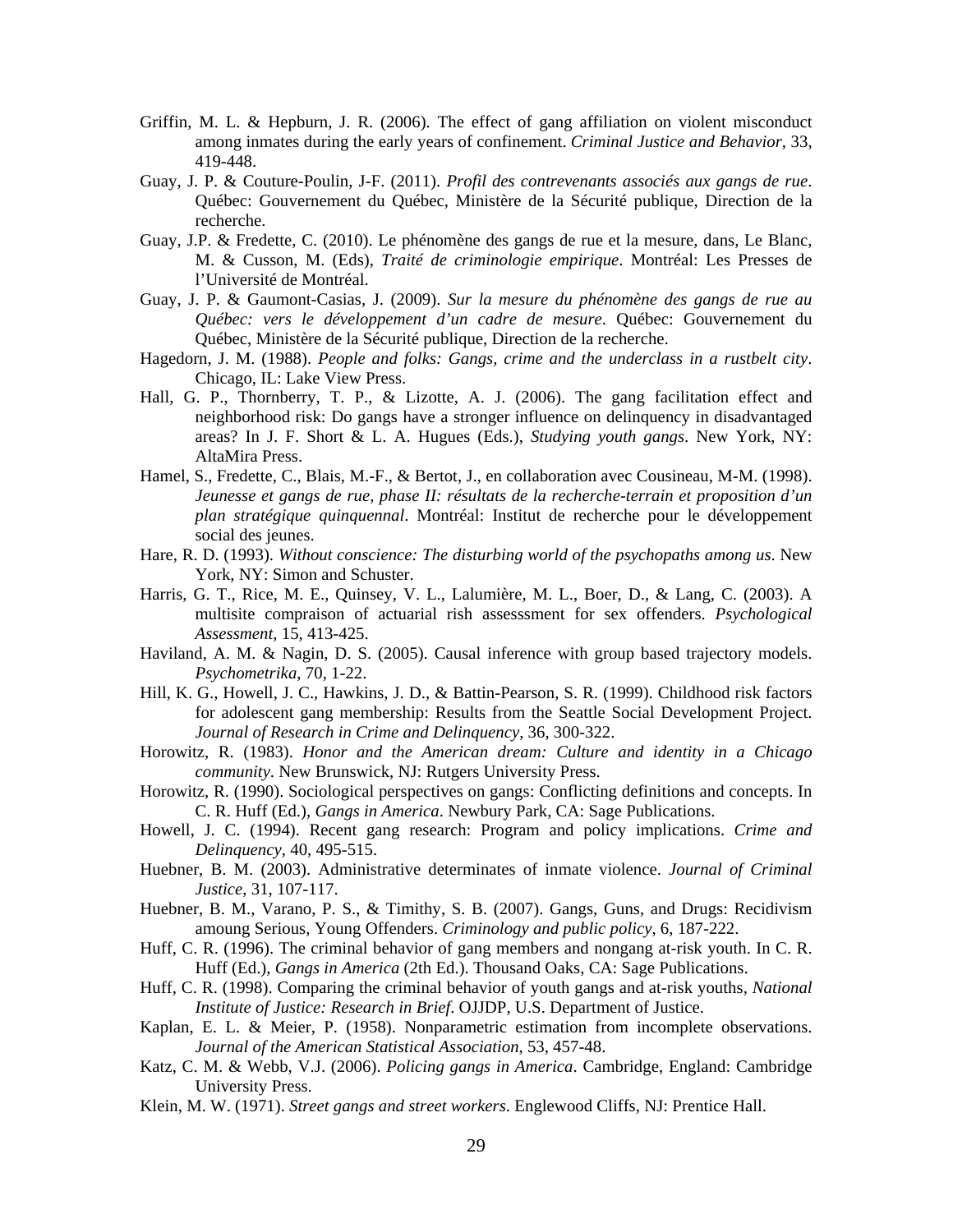Griffin, M. L. & Hepburn, J. R. (2006). The effect of gang affiliation on violent misconduct among inmates during the early years of confinement. *Criminal Justice and Behavior*, 33, 419-448.

Guay, J. P. & Couture-Poulin, J-F. (2011). *Profil des contrevenants associés aux gangs de rue*. Québec: Gouvernement du Québec, Ministère de la Sécurité publique, Direction de la recherche.

Guay, J.P. & Fredette, C. (2010). Le phénomène des gangs de rue et la mesure, dans, Le Blanc, M. & Cusson, M. (Eds), *Traité de criminologie empirique*. Montréal: Les Presses de l'Université de Montréal.

Guay, J. P. & Gaumont-Casias, J. (2009). *Sur la mesure du phénomène des gangs de rue au Québec: vers le développement d'un cadre de mesure*. Québec: Gouvernement du Québec, Ministère de la Sécurité publique, Direction de la recherche.

Hagedorn, J. M. (1988). *People and folks: Gangs, crime and the underclass in a rustbelt city*. Chicago, IL: Lake View Press.

Hall, G. P., Thornberry, T. P., & Lizotte, A. J. (2006). The gang facilitation effect and neighborhood risk: Do gangs have a stronger influence on delinquency in disadvantaged areas? In J. F. Short & L. A. Hugues (Eds.), *Studying youth gangs*. New York, NY: AltaMira Press.

Hamel, S., Fredette, C., Blais, M.-F., & Bertot, J., en collaboration avec Cousineau, M-M. (1998). *Jeunesse et gangs de rue, phase II: résultats de la recherche-terrain et proposition d'un plan stratégique quinquennal*. Montréal: Institut de recherche pour le développement social des jeunes.

Hare, R. D. (1993). *Without conscience: The disturbing world of the psychopaths among us*. New York, NY: Simon and Schuster.

Harris, G. T., Rice, M. E., Quinsey, V. L., Lalumière, M. L., Boer, D., & Lang, C. (2003). A multisite compraison of actuarial rish assesssment for sex offenders. *Psychological Assessment*, 15, 413-425.

Haviland, A. M. & Nagin, D. S. (2005). Causal inference with group based trajectory models. *Psychometrika*, 70, 1-22.

Hill, K. G., Howell, J. C., Hawkins, J. D., & Battin-Pearson, S. R. (1999). Childhood risk factors for adolescent gang membership: Results from the Seattle Social Development Project. *Journal of Research in Crime and Delinquency*, 36, 300-322.

Horowitz, R. (1983). *Honor and the American dream: Culture and identity in a Chicago community*. New Brunswick, NJ: Rutgers University Press.

Horowitz, R. (1990). Sociological perspectives on gangs: Conflicting definitions and concepts. In C. R. Huff (Ed.), *Gangs in America*. Newbury Park, CA: Sage Publications.

Howell, J. C. (1994). Recent gang research: Program and policy implications. *Crime and Delinquency*, 40, 495-515.

Huebner, B. M. (2003). Administrative determinates of inmate violence. *Journal of Criminal Justice*, 31, 107-117.

Huebner, B. M., Varano, P. S., & Timithy, S. B. (2007). Gangs, Guns, and Drugs: Recidivism amoung Serious, Young Offenders. *Criminology and public policy*, 6, 187-222.

Huff, C. R. (1996). The criminal behavior of gang members and nongang at-risk youth. In C. R. Huff (Ed.), *Gangs in America* (2th Ed.). Thousand Oaks, CA: Sage Publications.

Huff, C. R. (1998). Comparing the criminal behavior of youth gangs and at-risk youths, *National Institute of Justice: Research in Brief*. OJJDP, U.S. Department of Justice.

Kaplan, E. L. & Meier, P. (1958). Nonparametric estimation from incomplete observations. *Journal of the American Statistical Association*, 53, 457-48.

Katz, C. M. & Webb, V.J. (2006). *Policing gangs in America*. Cambridge, England: Cambridge University Press.

Klein, M. W. (1971). *Street gangs and street workers*. Englewood Cliffs, NJ: Prentice Hall.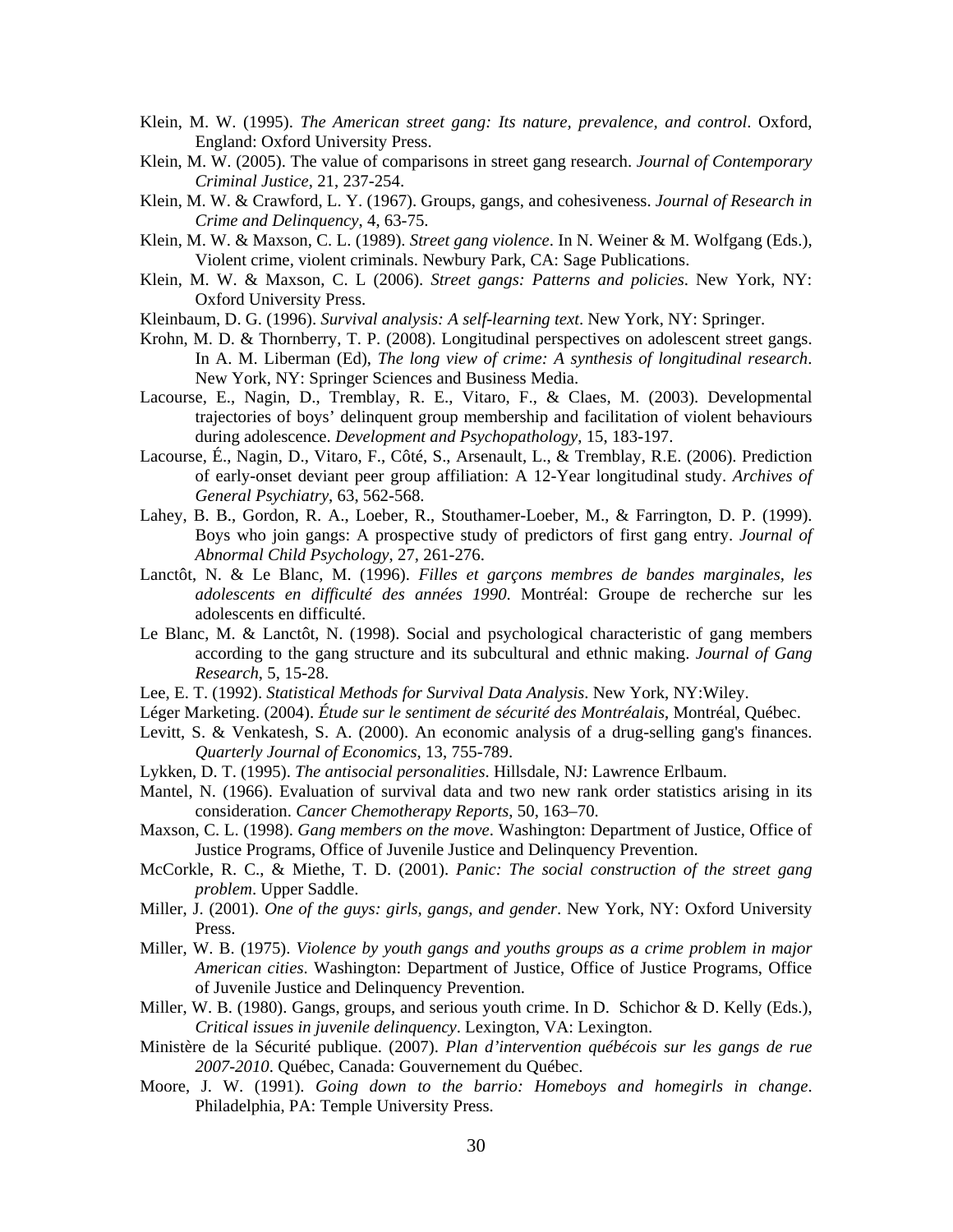Klein, M. W. (1995). *The American street gang: Its nature, prevalence, and control*. Oxford, England: Oxford University Press.

Klein, M. W. (2005). The value of comparisons in street gang research. *Journal of Contemporary Criminal Justice*, 21, 237-254.

Klein, M. W. & Crawford, L. Y. (1967). Groups, gangs, and cohesiveness. *Journal of Research in Crime and Delinquency*, 4, 63-75.

Klein, M. W. & Maxson, C. L. (1989). *Street gang violence*. In N. Weiner & M. Wolfgang (Eds.), Violent crime, violent criminals. Newbury Park, CA: Sage Publications.

Klein, M. W. & Maxson, C. L (2006). *Street gangs: Patterns and policies*. New York, NY: Oxford University Press.

Kleinbaum, D. G. (1996). *Survival analysis: A self-learning text*. New York, NY: Springer.

Krohn, M. D. & Thornberry, T. P. (2008). Longitudinal perspectives on adolescent street gangs. In A. M. Liberman (Ed), *The long view of crime: A synthesis of longitudinal research*. New York, NY: Springer Sciences and Business Media.

Lacourse, E., Nagin, D., Tremblay, R. E., Vitaro, F., & Claes, M. (2003). Developmental trajectories of boys' delinquent group membership and facilitation of violent behaviours during adolescence. *Development and Psychopathology*, 15, 183-197.

Lacourse, É., Nagin, D., Vitaro, F., Côté, S., Arsenault, L., & Tremblay, R.E. (2006). Prediction of early-onset deviant peer group affiliation: A 12-Year longitudinal study. *Archives of General Psychiatry*, 63, 562-568.

Lahey, B. B., Gordon, R. A., Loeber, R., Stouthamer-Loeber, M., & Farrington, D. P. (1999). Boys who join gangs: A prospective study of predictors of first gang entry. *Journal of Abnormal Child Psychology*, 27, 261-276.

Lanctôt, N. & Le Blanc, M. (1996). *Filles et garçons membres de bandes marginales, les adolescents en difficulté des années 1990*. Montréal: Groupe de recherche sur les adolescents en difficulté.

Le Blanc, M. & Lanctôt, N. (1998). Social and psychological characteristic of gang members according to the gang structure and its subcultural and ethnic making. *Journal of Gang Research*, 5, 15-28.

Lee, E. T. (1992). *Statistical Methods for Survival Data Analysis*. New York, NY:Wiley.

Léger Marketing. (2004). *Étude sur le sentiment de sécurité des Montréalais*, Montréal, Québec.

Levitt, S. & Venkatesh, S. A. (2000). An economic analysis of a drug-selling gang's finances. *Quarterly Journal of Economics*, 13, 755-789.

Lykken, D. T. (1995). *The antisocial personalities*. Hillsdale, NJ: Lawrence Erlbaum.

Mantel, N. (1966). Evaluation of survival data and two new rank order statistics arising in its consideration. *Cancer Chemotherapy Reports*, 50, 163–70.

Maxson, C. L. (1998). *Gang members on the move*. Washington: Department of Justice, Office of Justice Programs, Office of Juvenile Justice and Delinquency Prevention.

McCorkle, R. C., & Miethe, T. D. (2001). *Panic: The social construction of the street gang problem*. Upper Saddle.

Miller, J. (2001). *One of the guys: girls, gangs, and gender*. New York, NY: Oxford University Press.

Miller, W. B. (1975). *Violence by youth gangs and youths groups as a crime problem in major American cities*. Washington: Department of Justice, Office of Justice Programs, Office of Juvenile Justice and Delinquency Prevention.

Miller, W. B. (1980). Gangs, groups, and serious youth crime. In D. Schichor & D. Kelly (Eds.), *Critical issues in juvenile delinquency*. Lexington, VA: Lexington.

Ministère de la Sécurité publique. (2007). *Plan d'intervention québécois sur les gangs de rue 2007-2010*. Québec, Canada: Gouvernement du Québec.

Moore, J. W. (1991). *Going down to the barrio: Homeboys and homegirls in change*. Philadelphia, PA: Temple University Press.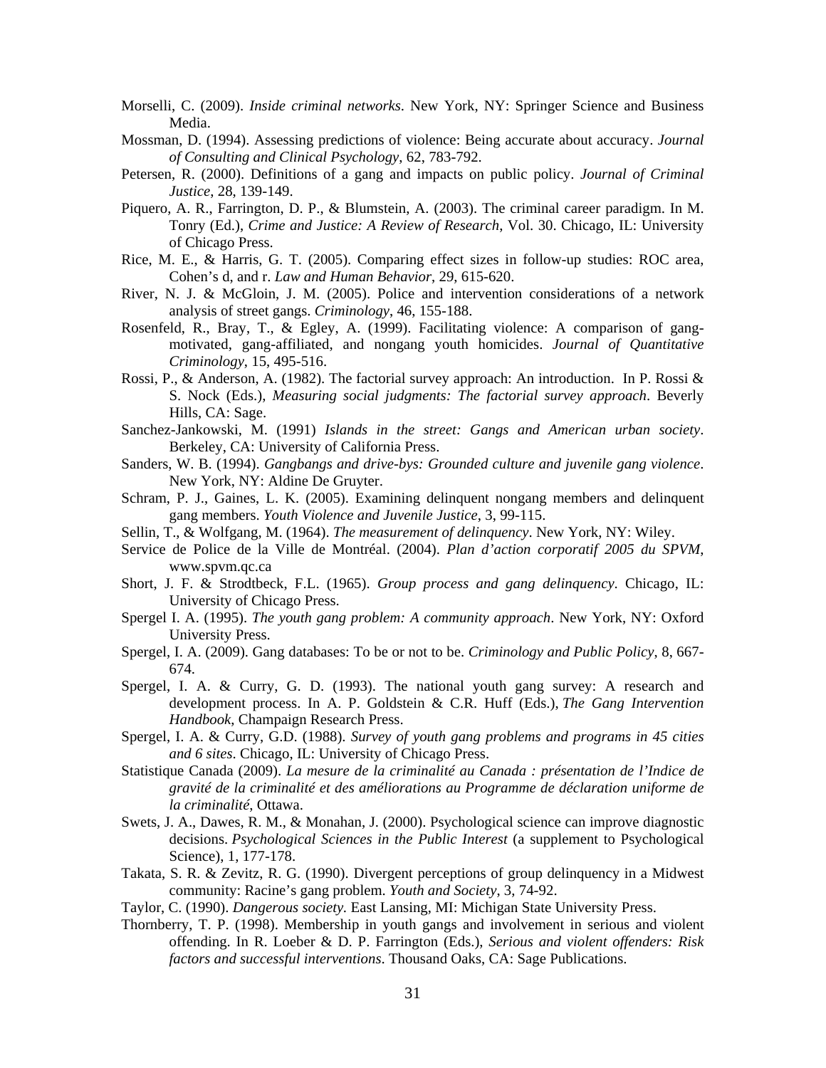Morselli, C. (2009). *Inside criminal networks*. New York, NY: Springer Science and Business Media.

Mossman, D. (1994). Assessing predictions of violence: Being accurate about accuracy. *Journal of Consulting and Clinical Psychology*, 62, 783-792.

Petersen, R. (2000). Definitions of a gang and impacts on public policy. *Journal of Criminal Justice*, 28, 139-149.

Piquero, A. R., Farrington, D. P., & Blumstein, A. (2003). The criminal career paradigm. In M. Tonry (Ed.), *Crime and Justice: A Review of Research*, Vol. 30. Chicago, IL: University of Chicago Press.

Rice, M. E., & Harris, G. T. (2005). Comparing effect sizes in follow-up studies: ROC area, Cohen's d, and r. *Law and Human Behavior*, 29, 615-620.

River, N. J. & McGloin, J. M. (2005). Police and intervention considerations of a network analysis of street gangs. *Criminology*, 46, 155-188.

Rosenfeld, R., Bray, T., & Egley, A. (1999). Facilitating violence: A comparison of gang-motivated, gang-affiliated, and nongang youth homicides. *Journal of Quantitative Criminology*, 15, 495-516.

Rossi, P., & Anderson, A. (1982). The factorial survey approach: An introduction. In P. Rossi & S. Nock (Eds.), *Measuring social judgments: The factorial survey approach*. Beverly Hills, CA: Sage.

Sanchez-Jankowski, M. (1991) *Islands in the street: Gangs and American urban society*. Berkeley, CA: University of California Press.

Sanders, W. B. (1994). *Gangbangs and drive-bys: Grounded culture and juvenile gang violence*. New York, NY: Aldine De Gruyter.

Schram, P. J., Gaines, L. K. (2005). Examining delinquent nongang members and delinquent gang members. *Youth Violence and Juvenile Justice*, 3, 99-115.

Sellin, T., & Wolfgang, M. (1964). *The measurement of delinquency*. New York, NY: Wiley.

Service de Police de la Ville de Montréal. (2004). *Plan d'action corporatif 2005 du SPVM*, www.spvm.qc.ca

Short, J. F. & Strodtbeck, F.L. (1965). *Group process and gang delinquency*. Chicago, IL: University of Chicago Press.

Spergel I. A. (1995). *The youth gang problem: A community approach*. New York, NY: Oxford University Press.

Spergel, I. A. (2009). Gang databases: To be or not to be. *Criminology and Public Policy*, 8, 667-674.

Spergel, I. A. & Curry, G. D. (1993). The national youth gang survey: A research and development process. In A. P. Goldstein & C.R. Huff (Eds.), *The Gang Intervention Handbook*, Champaign Research Press.

Spergel, I. A. & Curry, G.D. (1988). *Survey of youth gang problems and programs in 45 cities and 6 sites*. Chicago, IL: University of Chicago Press.

Statistique Canada (2009). *La mesure de la criminalité au Canada : présentation de l'Indice de gravité de la criminalité et des améliorations au Programme de déclaration uniforme de la criminalité*, Ottawa.

Swets, J. A., Dawes, R. M., & Monahan, J. (2000). Psychological science can improve diagnostic decisions. *Psychological Sciences in the Public Interest* (a supplement to Psychological Science), 1, 177-178.

Takata, S. R. & Zevitz, R. G. (1990). Divergent perceptions of group delinquency in a Midwest community: Racine's gang problem. *Youth and Society*, 3, 74-92.

Taylor, C. (1990). *Dangerous society*. East Lansing, MI: Michigan State University Press.

Thornberry, T. P. (1998). Membership in youth gangs and involvement in serious and violent offending. In R. Loeber & D. P. Farrington (Eds.), *Serious and violent offenders: Risk factors and successful interventions*. Thousand Oaks, CA: Sage Publications.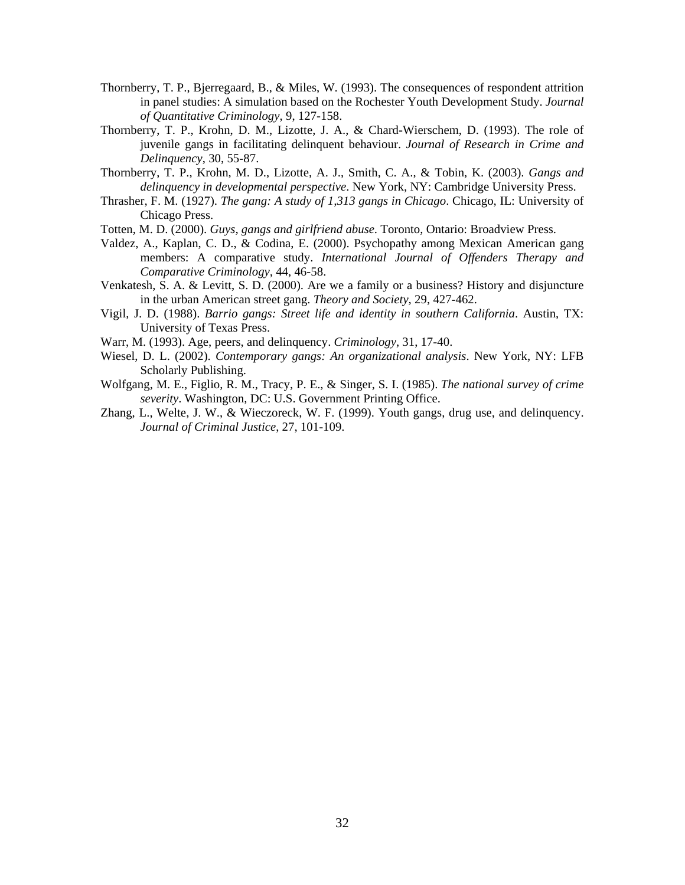Thornberry, T. P., Bjerregaard, B., & Miles, W. (1993). The consequences of respondent attrition in panel studies: A simulation based on the Rochester Youth Development Study. *Journal of Quantitative Criminology*, 9, 127-158.

Thornberry, T. P., Krohn, D. M., Lizotte, J. A., & Chard-Wierschem, D. (1993). The role of juvenile gangs in facilitating delinquent behaviour. *Journal of Research in Crime and Delinquency*, 30, 55-87.

Thornberry, T. P., Krohn, M. D., Lizotte, A. J., Smith, C. A., & Tobin, K. (2003). *Gangs and delinquency in developmental perspective*. New York, NY: Cambridge University Press.

Thrasher, F. M. (1927). *The gang: A study of 1,313 gangs in Chicago*. Chicago, IL: University of Chicago Press.

Totten, M. D. (2000). *Guys, gangs and girlfriend abuse.* Toronto, Ontario: Broadview Press.

Valdez, A., Kaplan, C. D., & Codina, E. (2000). Psychopathy among Mexican American gang members: A comparative study. *International Journal of Offenders Therapy and Comparative Criminology*, 44, 46-58.

Venkatesh, S. A. & Levitt, S. D. (2000). Are we a family or a business? History and disjuncture in the urban American street gang. *Theory and Society*, 29, 427-462.

Vigil, J. D. (1988). *Barrio gangs: Street life and identity in southern California*. Austin, TX: University of Texas Press.

Warr, M. (1993). Age, peers, and delinquency. *Criminology*, 31, 17-40.

Wiesel, D. L. (2002). *Contemporary gangs: An organizational analysis*. New York, NY: LFB Scholarly Publishing.

Wolfgang, M. E., Figlio, R. M., Tracy, P. E., & Singer, S. I. (1985). *The national survey of crime severity*. Washington, DC: U.S. Government Printing Office.

Zhang, L., Welte, J. W., & Wieczoreck, W. F. (1999). Youth gangs, drug use, and delinquency. *Journal of Criminal Justice*, 27, 101-109.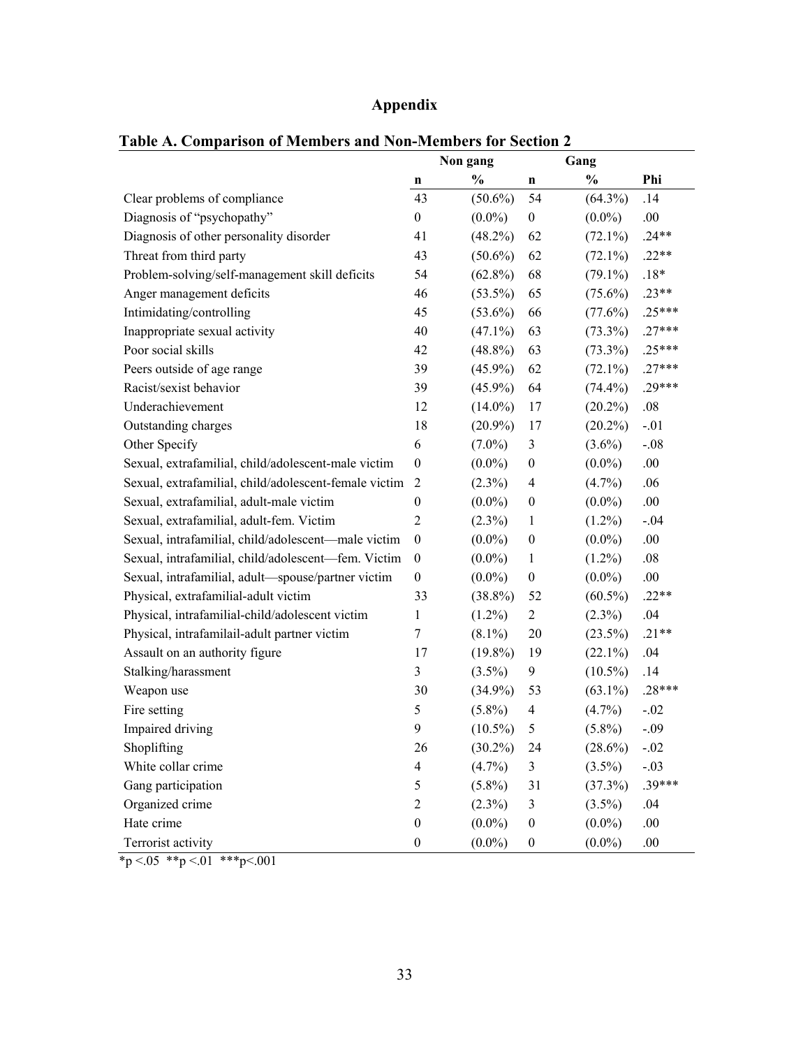# Appendix

**Table A. Comparison of Members and Non-Members for Section 2**

| | Non gang | | Gang | | |
|---|---|---|---|---|---|
| | **n** | **%** | **n** | **%** | **Phi** |
| Clear problems of compliance | 43 | (50.6%) | 54 | (64.3%) | .14 |
| Diagnosis of "psychopathy" | 0 | (0.0%) | 0 | (0.0%) | .00 |
| Diagnosis of other personality disorder | 41 | (48.2%) | 62 | (72.1%) | .24** |
| Threat from third party | 43 | (50.6%) | 62 | (72.1%) | .22** |
| Problem-solving/self-management skill deficits | 54 | (62.8%) | 68 | (79.1%) | .18* |
| Anger management deficits | 46 | (53.5%) | 65 | (75.6%) | .23** |
| Intimidating/controlling | 45 | (53.6%) | 66 | (77.6%) | .25*** |
| Inappropriate sexual activity | 40 | (47.1%) | 63 | (73.3%) | .27*** |
| Poor social skills | 42 | (48.8%) | 63 | (73.3%) | .25*** |
| Peers outside of age range | 39 | (45.9%) | 62 | (72.1%) | .27*** |
| Racist/sexist behavior | 39 | (45.9%) | 64 | (74.4%) | .29*** |
| Underachievement | 12 | (14.0%) | 17 | (20.2%) | .08 |
| Outstanding charges | 18 | (20.9%) | 17 | (20.2%) | -.01 |
| Other Specify | 6 | (7.0%) | 3 | (3.6%) | -.08 |
| Sexual, extrafamilial, child/adolescent-male victim | 0 | (0.0%) | 0 | (0.0%) | .00 |
| Sexual, extrafamilial, child/adolescent-female victim | 2 | (2.3%) | 4 | (4.7%) | .06 |
| Sexual, extrafamilial, adult-male victim | 0 | (0.0%) | 0 | (0.0%) | .00 |
| Sexual, extrafamilial, adult-fem. Victim | 2 | (2.3%) | 1 | (1.2%) | -.04 |
| Sexual, intrafamilial, child/adolescent—male victim | 0 | (0.0%) | 0 | (0.0%) | .00 |
| Sexual, intrafamilial, child/adolescent—fem. Victim | 0 | (0.0%) | 1 | (1.2%) | .08 |
| Sexual, intrafamilial, adult—spouse/partner victim | 0 | (0.0%) | 0 | (0.0%) | .00 |
| Physical, extrafamilial-adult victim | 33 | (38.8%) | 52 | (60.5%) | .22** |
| Physical, intrafamilial-child/adolescent victim | 1 | (1.2%) | 2 | (2.3%) | .04 |
| Physical, intrafamilail-adult partner victim | 7 | (8.1%) | 20 | (23.5%) | .21** |
| Assault on an authority figure | 17 | (19.8%) | 19 | (22.1%) | .04 |
| Stalking/harassment | 3 | (3.5%) | 9 | (10.5%) | .14 |
| Weapon use | 30 | (34.9%) | 53 | (63.1%) | .28*** |
| Fire setting | 5 | (5.8%) | 4 | (4.7%) | -.02 |
| Impaired driving | 9 | (10.5%) | 5 | (5.8%) | -.09 |
| Shoplifting | 26 | (30.2%) | 24 | (28.6%) | -.02 |
| White collar crime | 4 | (4.7%) | 3 | (3.5%) | -.03 |
| Gang participation | 5 | (5.8%) | 31 | (37.3%) | .39*** |
| Organized crime | 2 | (2.3%) | 3 | (3.5%) | .04 |
| Hate crime | 0 | (0.0%) | 0 | (0.0%) | .00 |
| Terrorist activity | 0 | (0.0%) | 0 | (0.0%) | .00 |

*p <.05 **p <.01 ***p<.001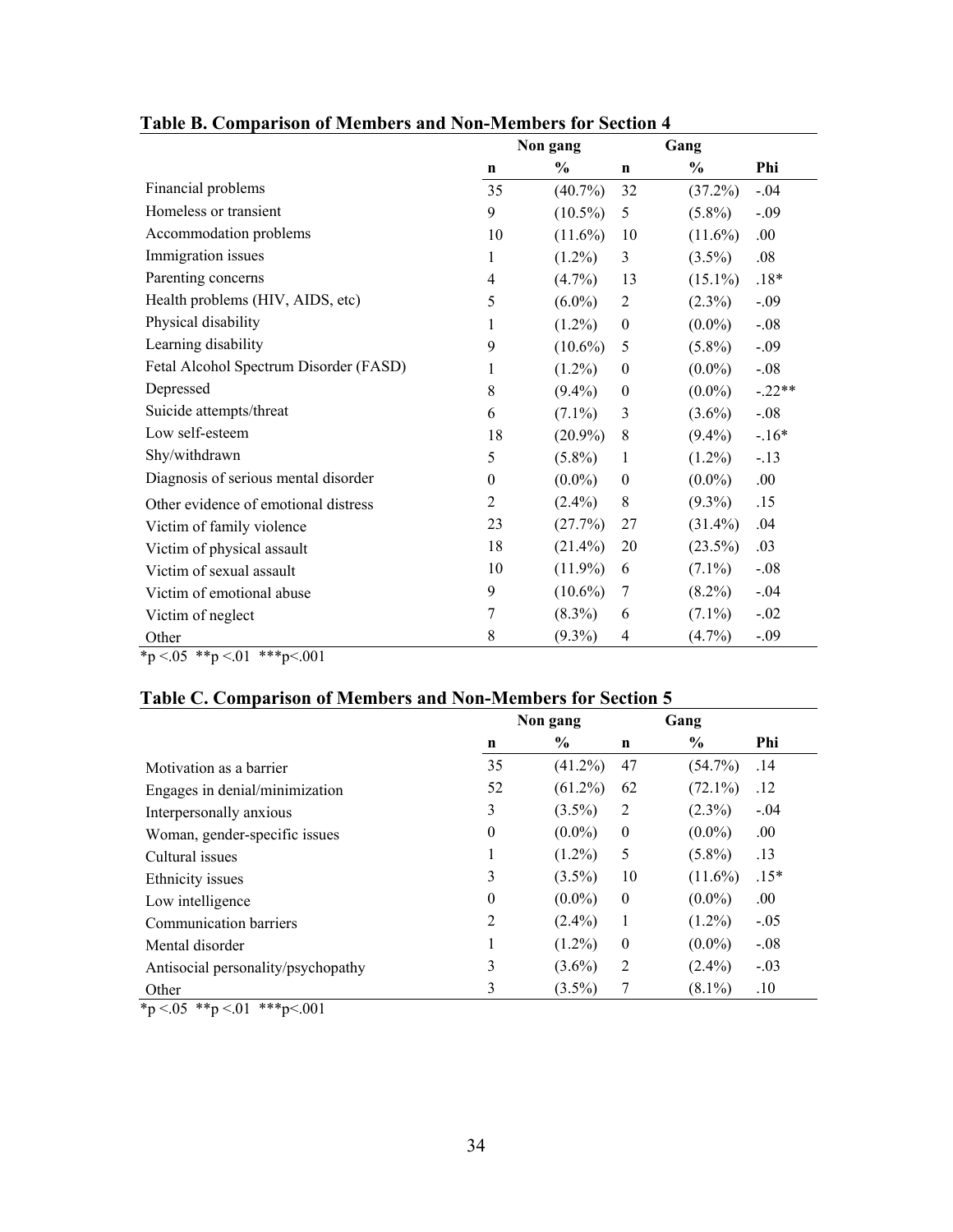**Table B. Comparison of Members and Non-Members for Section 4**

| | Non gang | | Gang | | |
|---|---|---|---|---|---|
| | **n** | **%** | **n** | **%** | **Phi** |
| Financial problems | 35 | (40.7%) | 32 | (37.2%) | -.04 |
| Homeless or transient | 9 | (10.5%) | 5 | (5.8%) | -.09 |
| Accommodation problems | 10 | (11.6%) | 10 | (11.6%) | .00 |
| Immigration issues | 1 | (1.2%) | 3 | (3.5%) | .08 |
| Parenting concerns | 4 | (4.7%) | 13 | (15.1%) | .18* |
| Health problems (HIV, AIDS, etc) | 5 | (6.0%) | 2 | (2.3%) | -.09 |
| Physical disability | 1 | (1.2%) | 0 | (0.0%) | -.08 |
| Learning disability | 9 | (10.6%) | 5 | (5.8%) | -.09 |
| Fetal Alcohol Spectrum Disorder (FASD) | 1 | (1.2%) | 0 | (0.0%) | -.08 |
| Depressed | 8 | (9.4%) | 0 | (0.0%) | -.22** |
| Suicide attempts/threat | 6 | (7.1%) | 3 | (3.6%) | -.08 |
| Low self-esteem | 18 | (20.9%) | 8 | (9.4%) | -.16* |
| Shy/withdrawn | 5 | (5.8%) | 1 | (1.2%) | -.13 |
| Diagnosis of serious mental disorder | 0 | (0.0%) | 0 | (0.0%) | .00 |
| Other evidence of emotional distress | 2 | (2.4%) | 8 | (9.3%) | .15 |
| Victim of family violence | 23 | (27.7%) | 27 | (31.4%) | .04 |
| Victim of physical assault | 18 | (21.4%) | 20 | (23.5%) | .03 |
| Victim of sexual assault | 10 | (11.9%) | 6 | (7.1%) | -.08 |
| Victim of emotional abuse | 9 | (10.6%) | 7 | (8.2%) | -.04 |
| Victim of neglect | 7 | (8.3%) | 6 | (7.1%) | -.02 |
| Other | 8 | (9.3%) | 4 | (4.7%) | -.09 |

*p <.05 **p <.01 ***p<.001

**Table C. Comparison of Members and Non-Members for Section 5**

| | Non gang | | Gang | | |
|---|---|---|---|---|---|
| | **n** | **%** | **n** | **%** | **Phi** |
| Motivation as a barrier | 35 | (41.2%) | 47 | (54.7%) | .14 |
| Engages in denial/minimization | 52 | (61.2%) | 62 | (72.1%) | .12 |
| Interpersonally anxious | 3 | (3.5%) | 2 | (2.3%) | -.04 |
| Woman, gender-specific issues | 0 | (0.0%) | 0 | (0.0%) | .00 |
| Cultural issues | 1 | (1.2%) | 5 | (5.8%) | .13 |
| Ethnicity issues | 3 | (3.5%) | 10 | (11.6%) | .15* |
| Low intelligence | 0 | (0.0%) | 0 | (0.0%) | .00 |
| Communication barriers | 2 | (2.4%) | 1 | (1.2%) | -.05 |
| Mental disorder | 1 | (1.2%) | 0 | (0.0%) | -.08 |
| Antisocial personality/psychopathy | 3 | (3.6%) | 2 | (2.4%) | -.03 |
| Other | 3 | (3.5%) | 7 | (8.1%) | .10 |

*p <.05 **p <.01 ***p<.001